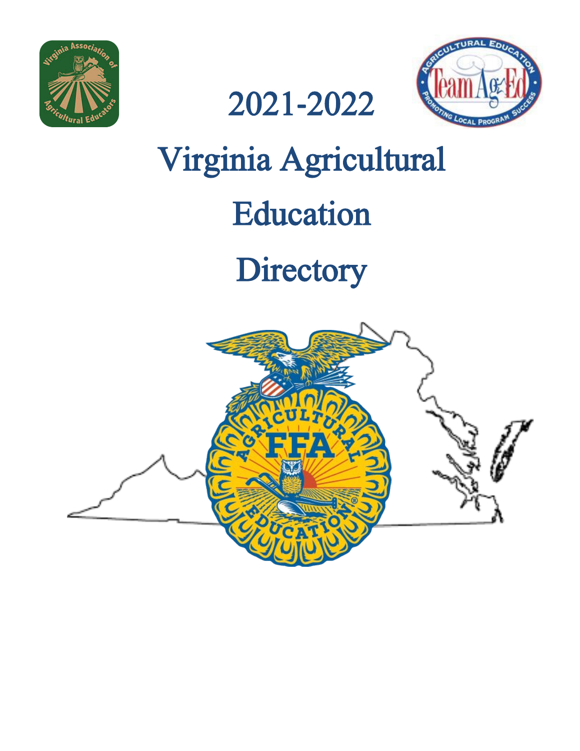# 2021-2022

# Virginia Agricultural Education Directory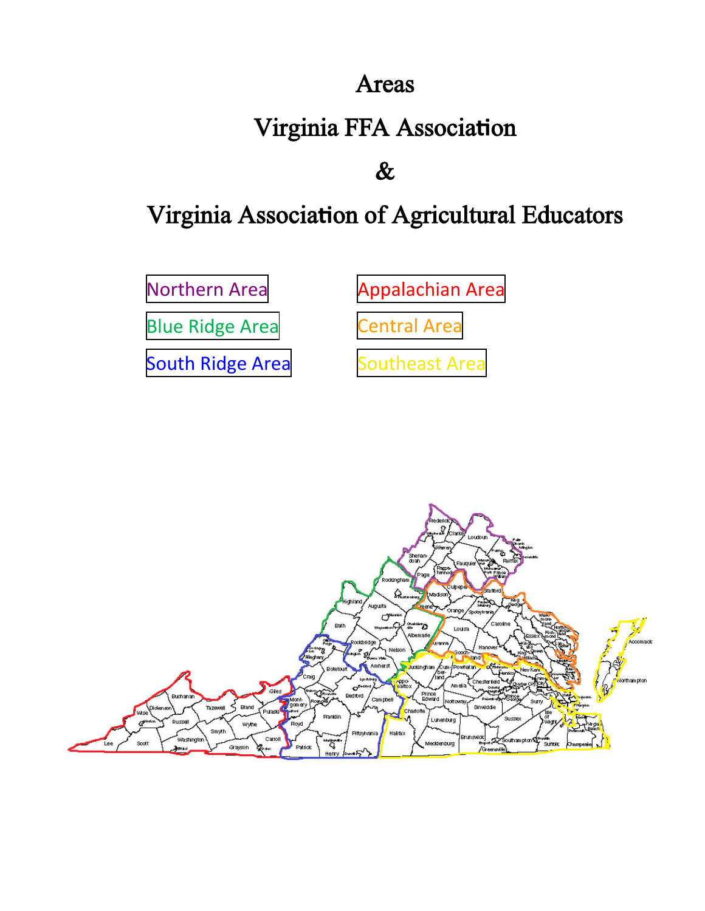# Areas

# Virginia FFA Association

# &

# Virginia Association of Agricultural Educators

| | |
|---|---|
| Northern Area | Appalachian Area |
| Blue Ridge Area | Central Area |
| South Ridge Area | Southeast Area |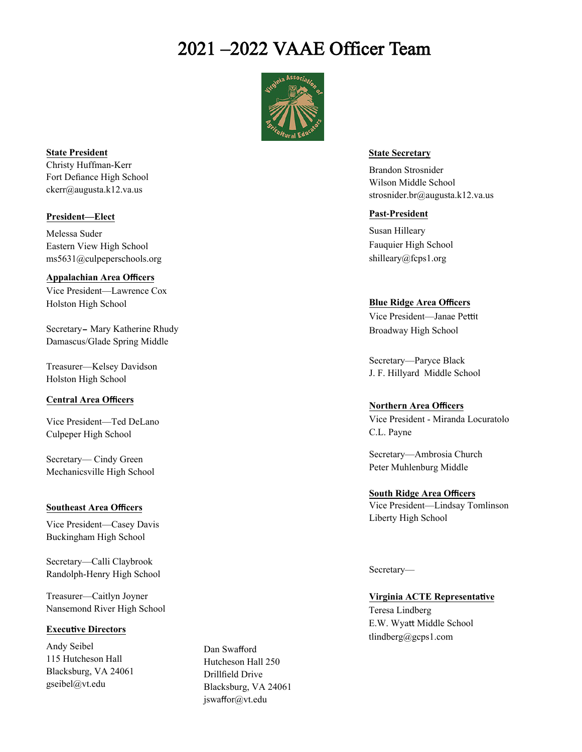# 2021 –2022 VAAE Officer Team

**State President**
Christy Huffman-Kerr
Fort Defiance High School
ckerr@augusta.k12.va.us

**President—Elect**

Melessa Suder
Eastern View High School
ms5631@culpeperschools.org

**Appalachian Area Officers**
Vice President—Lawrence Cox
Holston High School

Secretary– Mary Katherine Rhudy
Damascus/Glade Spring Middle

Treasurer—Kelsey Davidson
Holston High School

**Central Area Officers**

Vice President—Ted DeLano
Culpeper High School

Secretary— Cindy Green
Mechanicsville High School

**Southeast Area Officers**

Vice President—Casey Davis
Buckingham High School

Secretary—Calli Claybrook
Randolph-Henry High School

Treasurer—Caitlyn Joyner
Nansemond River High School

**Executive Directors**

Andy Seibel
115 Hutcheson Hall
Blacksburg, VA 24061
gseibel@vt.edu

Dan Swafford
Hutcheson Hall 250
Drillfield Drive
Blacksburg, VA 24061
jswaffor@vt.edu

**State Secretary**

Brandon Strosnider
Wilson Middle School
strosnider.br@augusta.k12.va.us

**Past-President**

Susan Hilleary
Fauquier High School
shilleary@fcps1.org

**Blue Ridge Area Officers**
Vice President—Janae Pettit
Broadway High School

Secretary—Paryce Black
J. F. Hillyard Middle School

**Northern Area Officers**
Vice President - Miranda Locuratolo
C.L. Payne

Secretary—Ambrosia Church
Peter Muhlenburg Middle

**South Ridge Area Officers**
Vice President—Lindsay Tomlinson
Liberty High School

Secretary—

**Virginia ACTE Representative**
Teresa Lindberg
E.W. Wyatt Middle School
tlindberg@gcps1.com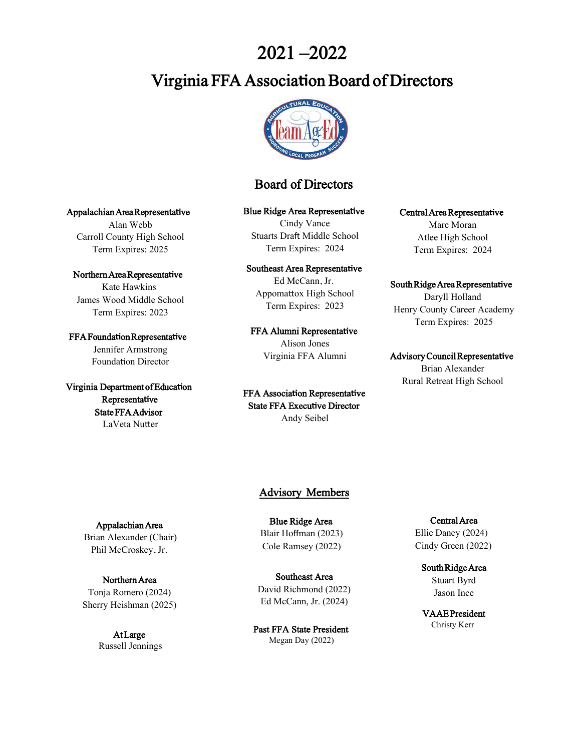# 2021 –2022

# Virginia FFA Association Board of Directors

## Board of Directors

**Appalachian Area Representative**
Alan Webb
Carroll County High School
Term Expires: 2025

**Northern Area Representative**
Kate Hawkins
James Wood Middle School
Term Expires: 2023

**FFA Foundation Representative**
Jennifer Armstrong
Foundation Director

**Virginia Department of Education Representative**
**State FFA Advisor**
LaVeta Nutter

**Blue Ridge Area Representative**
Cindy Vance
Stuarts Draft Middle School
Term Expires: 2024

**Southeast Area Representative**
Ed McCann, Jr.
Appomattox High School
Term Expires: 2023

**FFA Alumni Representative**
Alison Jones
Virginia FFA Alumni

**FFA Association Representative**
**State FFA Executive Director**
Andy Seibel

**Central Area Representative**
Marc Moran
Atlee High School
Term Expires: 2024

**South Ridge Area Representative**
Daryll Holland
Henry County Career Academy
Term Expires: 2025

**Advisory Council Representative**
Brian Alexander
Rural Retreat High School

## Advisory Members

**Appalachian Area**
Brian Alexander (Chair)
Phil McCroskey, Jr.

**Northern Area**
Tonja Romero (2024)
Sherry Heishman (2025)

**At Large**
Russell Jennings

**Blue Ridge Area**
Blair Hoffman (2023)
Cole Ramsey (2022)

**Southeast Area**
David Richmond (2022)
Ed McCann, Jr. (2024)

**Past FFA State President**
Megan Day (2022)

**Central Area**
Ellie Daney (2024)
Cindy Green (2022)

**South Ridge Area**
Stuart Byrd
Jason Ince

**VAAE President**
Christy Kerr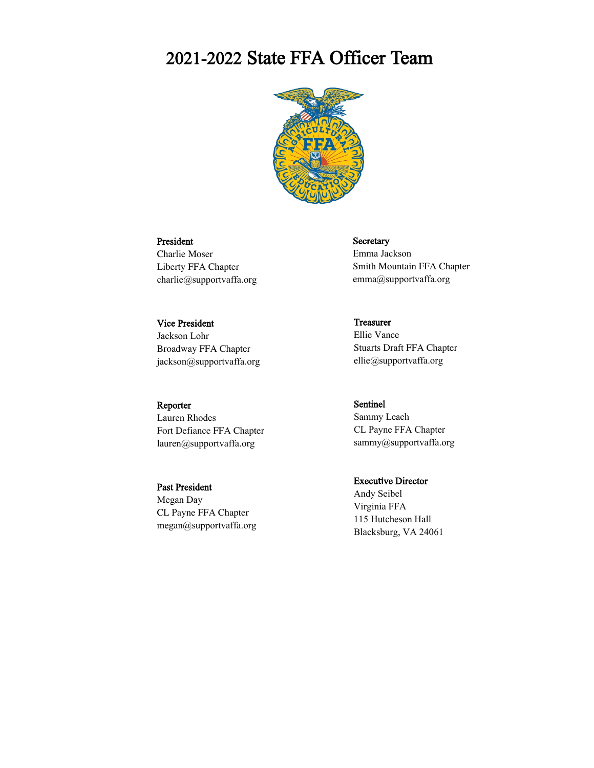# 2021-2022 State FFA Officer Team

**President**
Charlie Moser
Liberty FFA Chapter
charlie@supportvaffa.org

**Secretary**
Emma Jackson
Smith Mountain FFA Chapter
emma@supportvaffa.org

**Vice President**
Jackson Lohr
Broadway FFA Chapter
jackson@supportvaffa.org

**Treasurer**
Ellie Vance
Stuarts Draft FFA Chapter
ellie@supportvaffa.org

**Reporter**
Lauren Rhodes
Fort Defiance FFA Chapter
lauren@supportvaffa.org

**Sentinel**
Sammy Leach
CL Payne FFA Chapter
sammy@supportvaffa.org

**Past President**
Megan Day
CL Payne FFA Chapter
megan@supportvaffa.org

**Executive Director**
Andy Seibel
Virginia FFA
115 Hutcheson Hall
Blacksburg, VA 24061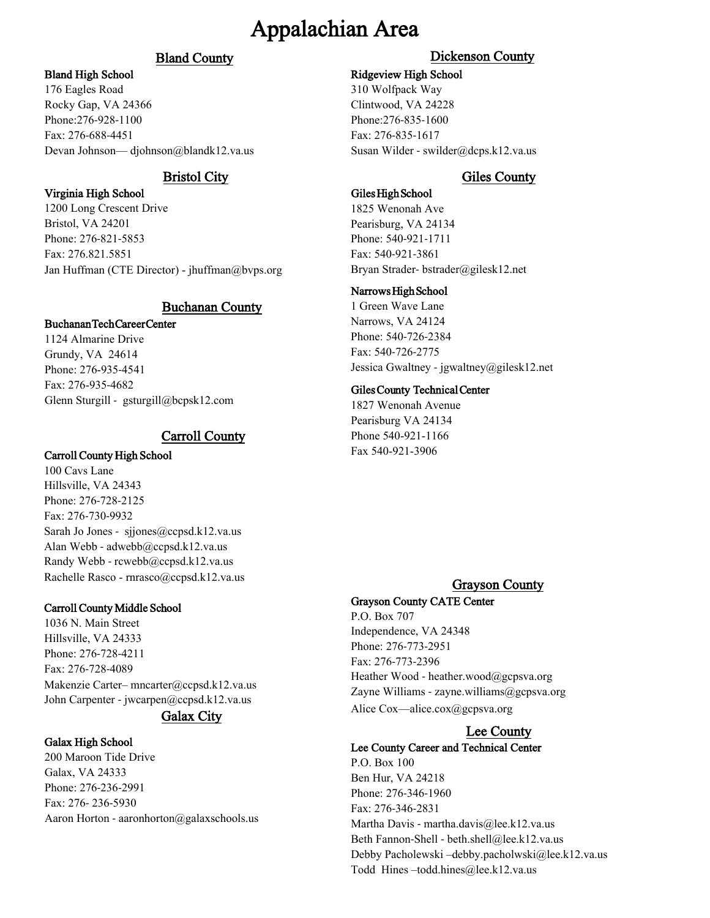# Appalachian Area

## Bland County

**Bland High School**
176 Eagles Road
Rocky Gap, VA 24366
Phone:276-928-1100
Fax: 276-688-4451
Devan Johnson— djohnson@blandk12.va.us

## Bristol City

**Virginia High School**
1200 Long Crescent Drive
Bristol, VA 24201
Phone: 276-821-5853
Fax: 276.821.5851
Jan Huffman (CTE Director) - jhuffman@bvps.org

## Buchanan County

**BuchananTechCareerCenter**
1124 Almarine Drive
Grundy, VA 24614
Phone: 276-935-4541
Fax: 276-935-4682
Glenn Sturgill - gsturgill@bcpsk12.com

## Carroll County

**Carroll County High School**
100 Cavs Lane
Hillsville, VA 24343
Phone: 276-728-2125
Fax: 276-730-9932
Sarah Jo Jones - sjjones@ccpsd.k12.va.us
Alan Webb - adwebb@ccpsd.k12.va.us
Randy Webb - rcwebb@ccpsd.k12.va.us
Rachelle Rasco - rnrasco@ccpsd.k12.va.us

**Carroll County Middle School**
1036 N. Main Street
Hillsville, VA 24333
Phone: 276-728-4211
Fax: 276-728-4089
Makenzie Carter– mncarter@ccpsd.k12.va.us
John Carpenter - jwcarpen@ccpsd.k12.va.us

## Galax City

**Galax High School**
200 Maroon Tide Drive
Galax, VA 24333
Phone: 276-236-2991
Fax: 276- 236-5930
Aaron Horton - aaronhorton@galaxschools.us

## Dickenson County

**Ridgeview High School**
310 Wolfpack Way
Clintwood, VA 24228
Phone:276-835-1600
Fax: 276-835-1617
Susan Wilder - swilder@dcps.k12.va.us

## Giles County

**Giles High School**
1825 Wenonah Ave
Pearisburg, VA 24134
Phone: 540-921-1711
Fax: 540-921-3861
Bryan Strader- bstrader@gilesk12.net

**Narrows High School**
1 Green Wave Lane
Narrows, VA 24124
Phone: 540-726-2384
Fax: 540-726-2775
Jessica Gwaltney - jgwaltney@gilesk12.net

**Giles County Technical Center**
1827 Wenonah Avenue
Pearisburg VA 24134
Phone 540-921-1166
Fax 540-921-3906

## Grayson County

**Grayson County CATE Center**
P.O. Box 707
Independence, VA 24348
Phone: 276-773-2951
Fax: 276-773-2396
Heather Wood - heather.wood@gcpsva.org
Zayne Williams - zayne.williams@gcpsva.org
Alice Cox—alice.cox@gcpsva.org

## Lee County

**Lee County Career and Technical Center**
P.O. Box 100
Ben Hur, VA 24218
Phone: 276-346-1960
Fax: 276-346-2831
Martha Davis - martha.davis@lee.k12.va.us
Beth Fannon-Shell - beth.shell@lee.k12.va.us
Debby Pacholewski –debby.pacholwski@lee.k12.va.us
Todd Hines –todd.hines@lee.k12.va.us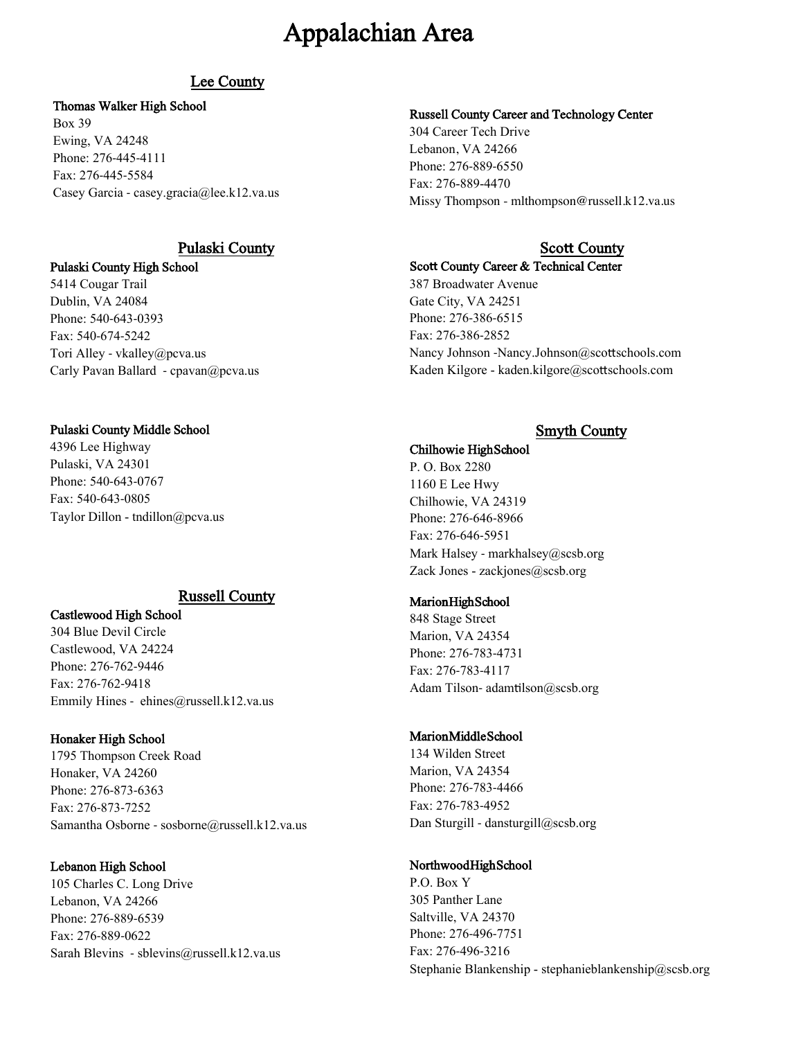# Appalachian Area

## Lee County

### Thomas Walker High School

Box 39
Ewing, VA 24248
Phone: 276-445-4111
Fax: 276-445-5584
Casey Garcia - casey.gracia@lee.k12.va.us

## Pulaski County

### Pulaski County High School

5414 Cougar Trail
Dublin, VA 24084
Phone: 540-643-0393
Fax: 540-674-5242
Tori Alley - vkalley@pcva.us
Carly Pavan Ballard - cpavan@pcva.us

### Pulaski County Middle School

4396 Lee Highway
Pulaski, VA 24301
Phone: 540-643-0767
Fax: 540-643-0805
Taylor Dillon - tndillon@pcva.us

## Russell County

### Castlewood High School

304 Blue Devil Circle
Castlewood, VA 24224
Phone: 276-762-9446
Fax: 276-762-9418
Emmily Hines - ehines@russell.k12.va.us

### Honaker High School

1795 Thompson Creek Road
Honaker, VA 24260
Phone: 276-873-6363
Fax: 276-873-7252
Samantha Osborne - sosborne@russell.k12.va.us

### Lebanon High School

105 Charles C. Long Drive
Lebanon, VA 24266
Phone: 276-889-6539
Fax: 276-889-0622
Sarah Blevins - sblevins@russell.k12.va.us

### Russell County Career and Technology Center

304 Career Tech Drive
Lebanon, VA 24266
Phone: 276-889-6550
Fax: 276-889-4470
Missy Thompson - mlthompson@russell.k12.va.us

## Scott County

### Scott County Career & Technical Center

387 Broadwater Avenue
Gate City, VA 24251
Phone: 276-386-6515
Fax: 276-386-2852
Nancy Johnson -Nancy.Johnson@scottschools.com
Kaden Kilgore - kaden.kilgore@scottschools.com

## Smyth County

### Chilhowie HighSchool

P. O. Box 2280
1160 E Lee Hwy
Chilhowie, VA 24319
Phone: 276-646-8966
Fax: 276-646-5951
Mark Halsey - markhalsey@scsb.org
Zack Jones - zackjones@scsb.org

### MarionHighSchool

848 Stage Street
Marion, VA 24354
Phone: 276-783-4731
Fax: 276-783-4117
Adam Tilson- adamtilson@scsb.org

### MarionMiddleSchool

134 Wilden Street
Marion, VA 24354
Phone: 276-783-4466
Fax: 276-783-4952
Dan Sturgill - dansturgill@scsb.org

### NorthwoodHighSchool

P.O. Box Y
305 Panther Lane
Saltville, VA 24370
Phone: 276-496-7751
Fax: 276-496-3216
Stephanie Blankenship - stephanieblankenship@scsb.org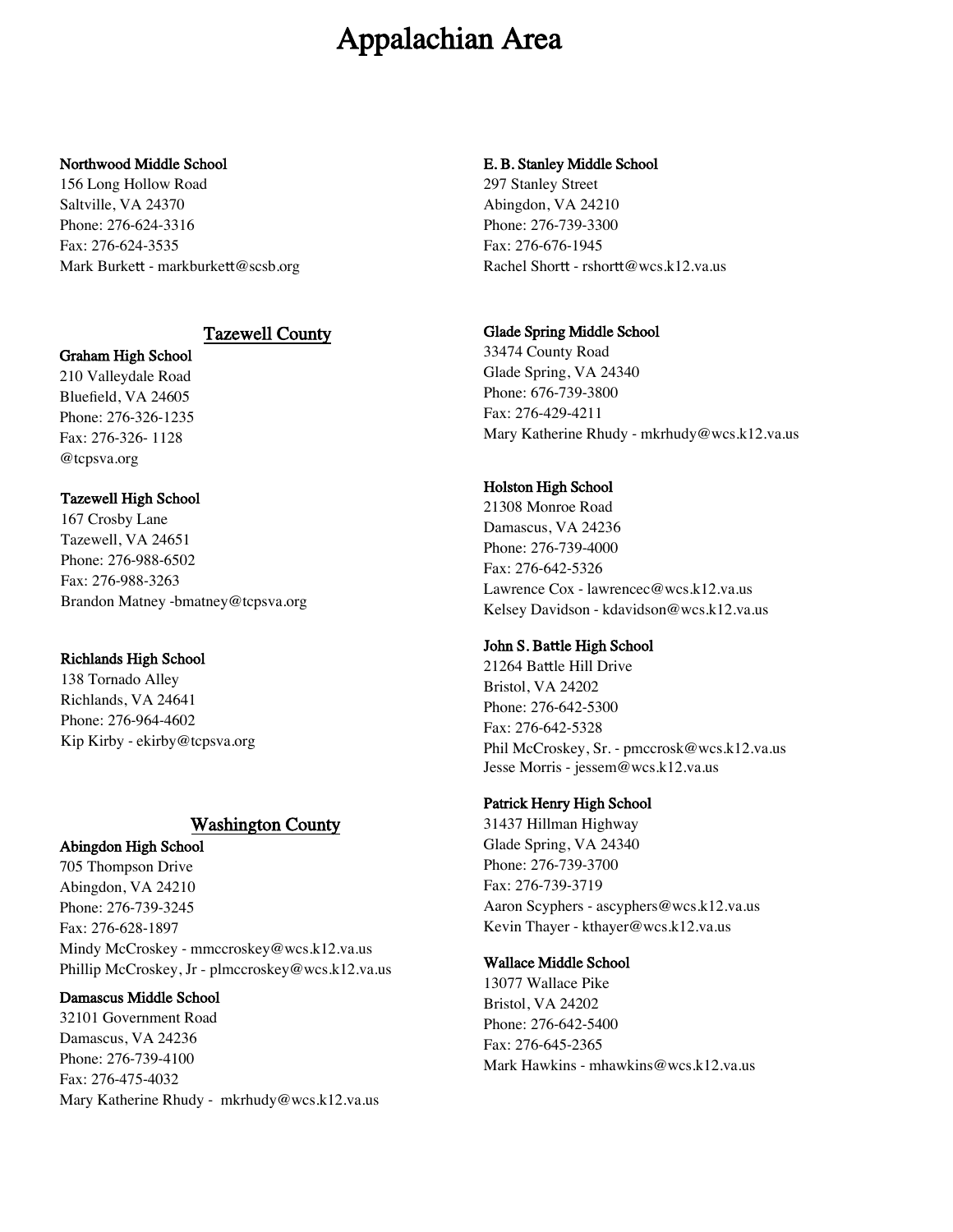# Appalachian Area

**Northwood Middle School**
156 Long Hollow Road
Saltville, VA 24370
Phone: 276-624-3316
Fax: 276-624-3535
Mark Burkett - markburkett@scsb.org

## Tazewell County

**Graham High School**
210 Valleydale Road
Bluefield, VA 24605
Phone: 276-326-1235
Fax: 276-326- 1128
@tcpsva.org

**Tazewell High School**
167 Crosby Lane
Tazewell, VA 24651
Phone: 276-988-6502
Fax: 276-988-3263
Brandon Matney -bmatney@tcpsva.org

**Richlands High School**
138 Tornado Alley
Richlands, VA 24641
Phone: 276-964-4602
Kip Kirby - ekirby@tcpsva.org

## Washington County

**Abingdon High School**
705 Thompson Drive
Abingdon, VA 24210
Phone: 276-739-3245
Fax: 276-628-1897
Mindy McCroskey - mmccroskey@wcs.k12.va.us
Phillip McCroskey, Jr - plmccroskey@wcs.k12.va.us

**Damascus Middle School**
32101 Government Road
Damascus, VA 24236
Phone: 276-739-4100
Fax: 276-475-4032
Mary Katherine Rhudy - mkrhudy@wcs.k12.va.us

**E. B. Stanley Middle School**
297 Stanley Street
Abingdon, VA 24210
Phone: 276-739-3300
Fax: 276-676-1945
Rachel Shortt - rshortt@wcs.k12.va.us

**Glade Spring Middle School**
33474 County Road
Glade Spring, VA 24340
Phone: 676-739-3800
Fax: 276-429-4211
Mary Katherine Rhudy - mkrhudy@wcs.k12.va.us

**Holston High School**
21308 Monroe Road
Damascus, VA 24236
Phone: 276-739-4000
Fax: 276-642-5326
Lawrence Cox - lawrencec@wcs.k12.va.us
Kelsey Davidson - kdavidson@wcs.k12.va.us

**John S. Battle High School**
21264 Battle Hill Drive
Bristol, VA 24202
Phone: 276-642-5300
Fax: 276-642-5328
Phil McCroskey, Sr. - pmccrosk@wcs.k12.va.us
Jesse Morris - jessem@wcs.k12.va.us

**Patrick Henry High School**
31437 Hillman Highway
Glade Spring, VA 24340
Phone: 276-739-3700
Fax: 276-739-3719
Aaron Scyphers - ascyphers@wcs.k12.va.us
Kevin Thayer - kthayer@wcs.k12.va.us

**Wallace Middle School**
13077 Wallace Pike
Bristol, VA 24202
Phone: 276-642-5400
Fax: 276-645-2365
Mark Hawkins - mhawkins@wcs.k12.va.us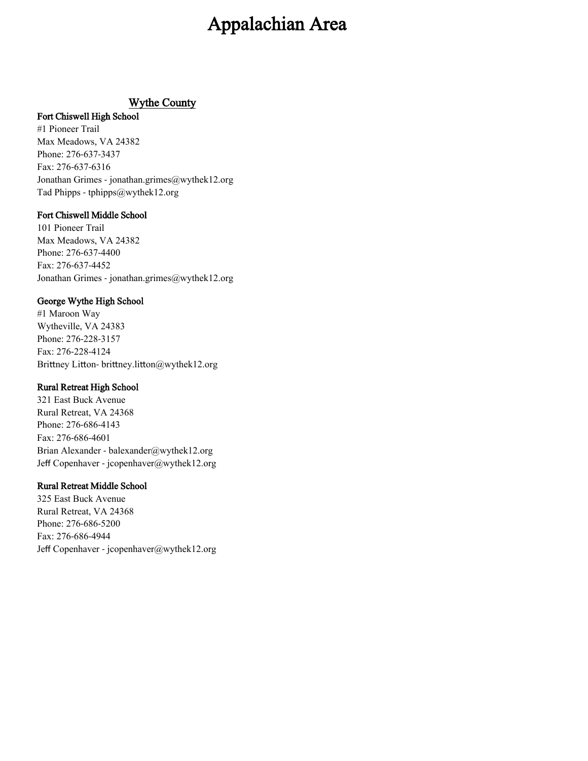# Appalachian Area

## Wythe County

### Fort Chiswell High School

#1 Pioneer Trail
Max Meadows, VA 24382
Phone: 276-637-3437
Fax: 276-637-6316
Jonathan Grimes - jonathan.grimes@wythek12.org
Tad Phipps - tphipps@wythek12.org

### Fort Chiswell Middle School

101 Pioneer Trail
Max Meadows, VA 24382
Phone: 276-637-4400
Fax: 276-637-4452
Jonathan Grimes - jonathan.grimes@wythek12.org

### George Wythe High School

#1 Maroon Way
Wytheville, VA 24383
Phone: 276-228-3157
Fax: 276-228-4124
Brittney Litton- brittney.litton@wythek12.org

### Rural Retreat High School

321 East Buck Avenue
Rural Retreat, VA 24368
Phone: 276-686-4143
Fax: 276-686-4601
Brian Alexander - balexander@wythek12.org
Jeff Copenhaver - jcopenhaver@wythek12.org

### Rural Retreat Middle School

325 East Buck Avenue
Rural Retreat, VA 24368
Phone: 276-686-5200
Fax: 276-686-4944
Jeff Copenhaver - jcopenhaver@wythek12.org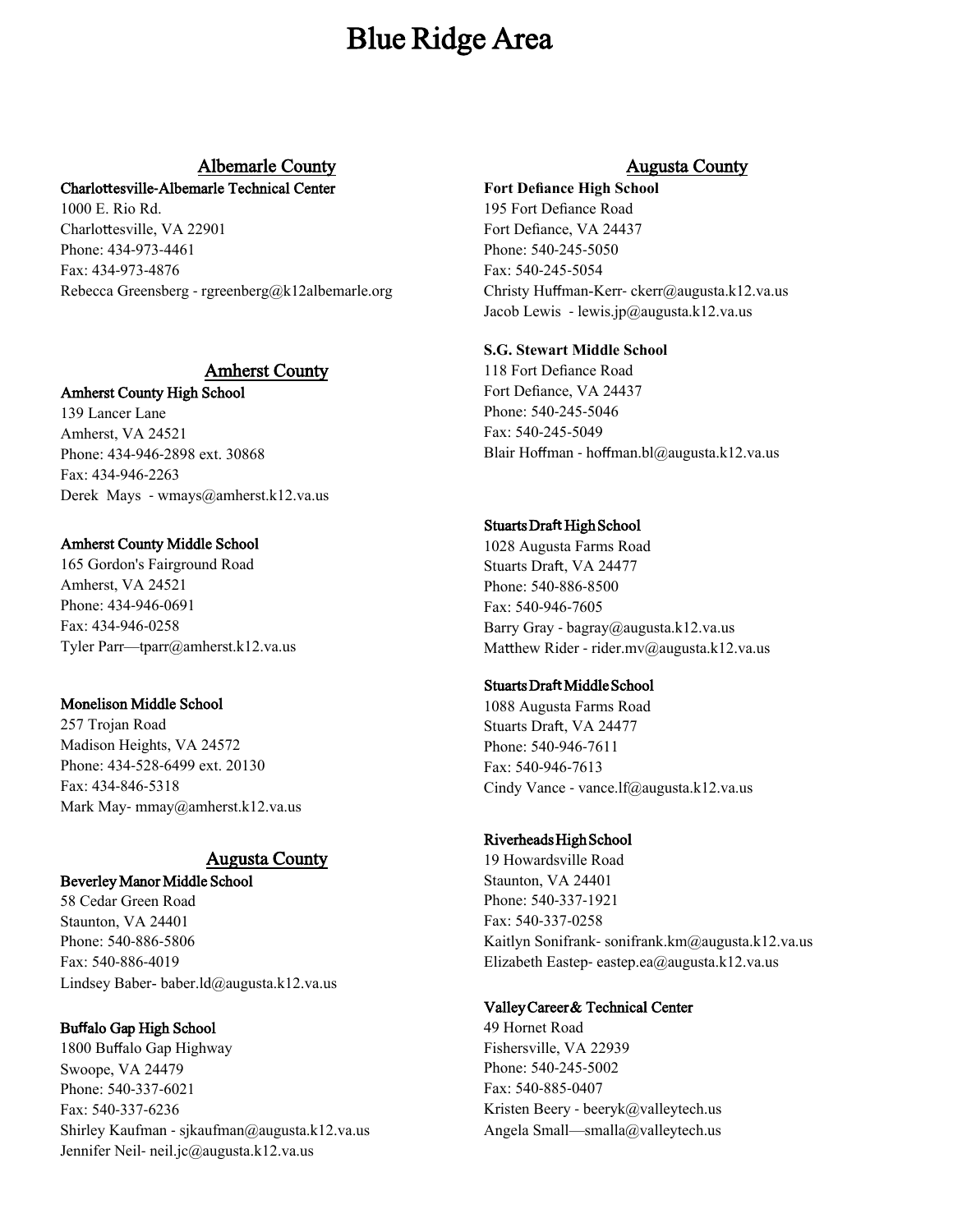# Blue Ridge Area

## Albemarle County

**Charlottesville-Albemarle Technical Center**
1000 E. Rio Rd.
Charlottesville, VA 22901
Phone: 434-973-4461
Fax: 434-973-4876
Rebecca Greensberg - rgreenberg@k12albemarle.org

## Amherst County

**Amherst County High School**
139 Lancer Lane
Amherst, VA 24521
Phone: 434-946-2898 ext. 30868
Fax: 434-946-2263
Derek Mays - wmays@amherst.k12.va.us

**Amherst County Middle School**
165 Gordon's Fairground Road
Amherst, VA 24521
Phone: 434-946-0691
Fax: 434-946-0258
Tyler Parr—tparr@amherst.k12.va.us

**Monelison Middle School**
257 Trojan Road
Madison Heights, VA 24572
Phone: 434-528-6499 ext. 20130
Fax: 434-846-5318
Mark May- mmay@amherst.k12.va.us

## Augusta County

**Beverley Manor Middle School**
58 Cedar Green Road
Staunton, VA 24401
Phone: 540-886-5806
Fax: 540-886-4019
Lindsey Baber- baber.ld@augusta.k12.va.us

**Buffalo Gap High School**
1800 Buffalo Gap Highway
Swoope, VA 24479
Phone: 540-337-6021
Fax: 540-337-6236
Shirley Kaufman - sjkaufman@augusta.k12.va.us
Jennifer Neil- neil.jc@augusta.k12.va.us

## Augusta County

**Fort Defiance High School**
195 Fort Defiance Road
Fort Defiance, VA 24437
Phone: 540-245-5050
Fax: 540-245-5054
Christy Huffman-Kerr- ckerr@augusta.k12.va.us
Jacob Lewis - lewis.jp@augusta.k12.va.us

**S.G. Stewart Middle School**
118 Fort Defiance Road
Fort Defiance, VA 24437
Phone: 540-245-5046
Fax: 540-245-5049
Blair Hoffman - hoffman.bl@augusta.k12.va.us

**Stuarts Draft High School**
1028 Augusta Farms Road
Stuarts Draft, VA 24477
Phone: 540-886-8500
Fax: 540-946-7605
Barry Gray - bagray@augusta.k12.va.us
Matthew Rider - rider.mv@augusta.k12.va.us

**Stuarts Draft Middle School**
1088 Augusta Farms Road
Stuarts Draft, VA 24477
Phone: 540-946-7611
Fax: 540-946-7613
Cindy Vance - vance.lf@augusta.k12.va.us

**Riverheads High School**
19 Howardsville Road
Staunton, VA 24401
Phone: 540-337-1921
Fax: 540-337-0258
Kaitlyn Sonifrank- sonifrank.km@augusta.k12.va.us
Elizabeth Eastep- eastep.ea@augusta.k12.va.us

**Valley Career & Technical Center**
49 Hornet Road
Fishersville, VA 22939
Phone: 540-245-5002
Fax: 540-885-0407
Kristen Beery - beeryk@valleytech.us
Angela Small—smalla@valleytech.us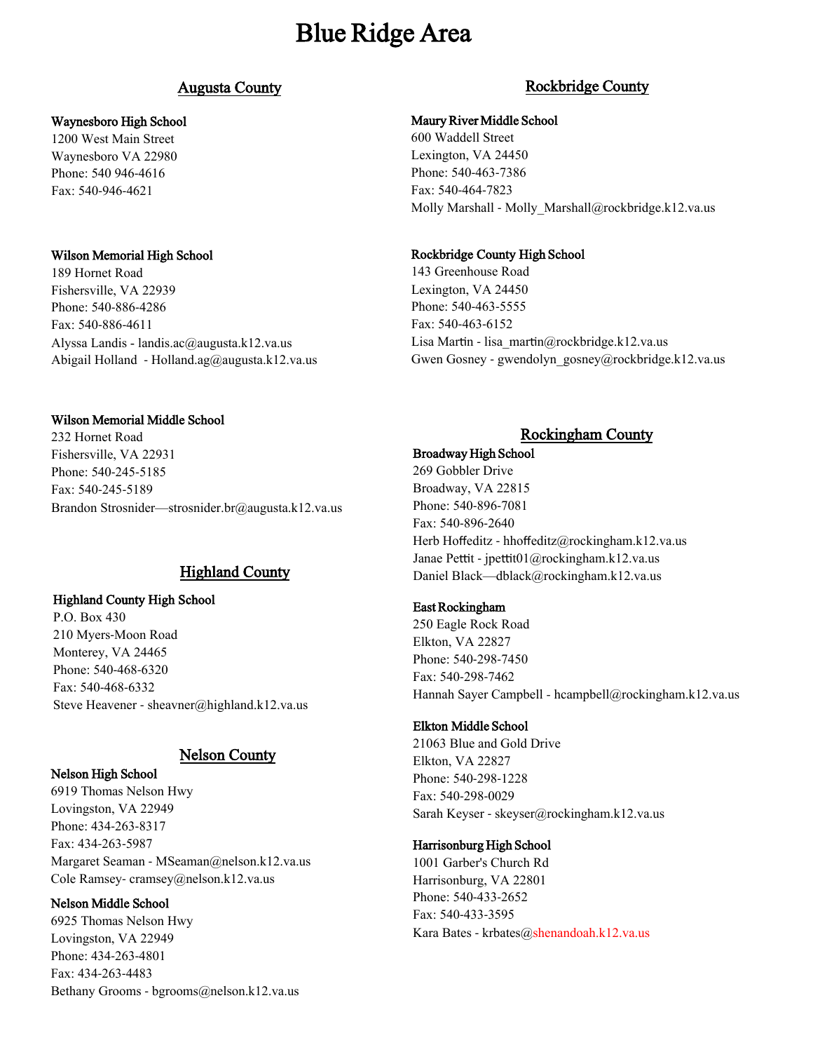# Blue Ridge Area

## Augusta County

**Waynesboro High School**
1200 West Main Street
Waynesboro VA 22980
Phone: 540 946-4616
Fax: 540-946-4621

**Wilson Memorial High School**
189 Hornet Road
Fishersville, VA 22939
Phone: 540-886-4286
Fax: 540-886-4611
Alyssa Landis - landis.ac@augusta.k12.va.us
Abigail Holland - Holland.ag@augusta.k12.va.us

**Wilson Memorial Middle School**
232 Hornet Road
Fishersville, VA 22931
Phone: 540-245-5185
Fax: 540-245-5189
Brandon Strosnider—strosnider.br@augusta.k12.va.us

## Highland County

**Highland County High School**
P.O. Box 430
210 Myers-Moon Road
Monterey, VA 24465
Phone: 540-468-6320
Fax: 540-468-6332
Steve Heavener - sheavner@highland.k12.va.us

## Nelson County

**Nelson High School**
6919 Thomas Nelson Hwy
Lovingston, VA 22949
Phone: 434-263-8317
Fax: 434-263-5987
Margaret Seaman - MSeaman@nelson.k12.va.us
Cole Ramsey- cramsey@nelson.k12.va.us

**Nelson Middle School**
6925 Thomas Nelson Hwy
Lovingston, VA 22949
Phone: 434-263-4801
Fax: 434-263-4483
Bethany Grooms - bgrooms@nelson.k12.va.us

## Rockbridge County

**Maury River Middle School**
600 Waddell Street
Lexington, VA 24450
Phone: 540-463-7386
Fax: 540-464-7823
Molly Marshall - Molly_Marshall@rockbridge.k12.va.us

**Rockbridge County High School**
143 Greenhouse Road
Lexington, VA 24450
Phone: 540-463-5555
Fax: 540-463-6152
Lisa Martin - lisa_martin@rockbridge.k12.va.us
Gwen Gosney - gwendolyn_gosney@rockbridge.k12.va.us

## Rockingham County

**Broadway High School**
269 Gobbler Drive
Broadway, VA 22815
Phone: 540-896-7081
Fax: 540-896-2640
Herb Hoffeditz - hhoffeditz@rockingham.k12.va.us
Janae Pettit - jpettit01@rockingham.k12.va.us
Daniel Black—dblack@rockingham.k12.va.us

**East Rockingham**
250 Eagle Rock Road
Elkton, VA 22827
Phone: 540-298-7450
Fax: 540-298-7462
Hannah Sayer Campbell - hcampbell@rockingham.k12.va.us

**Elkton Middle School**
21063 Blue and Gold Drive
Elkton, VA 22827
Phone: 540-298-1228
Fax: 540-298-0029
Sarah Keyser - skeyser@rockingham.k12.va.us

**Harrisonburg High School**
1001 Garber's Church Rd
Harrisonburg, VA 22801
Phone: 540-433-2652
Fax: 540-433-3595
Kara Bates - krbates@shenandoah.k12.va.us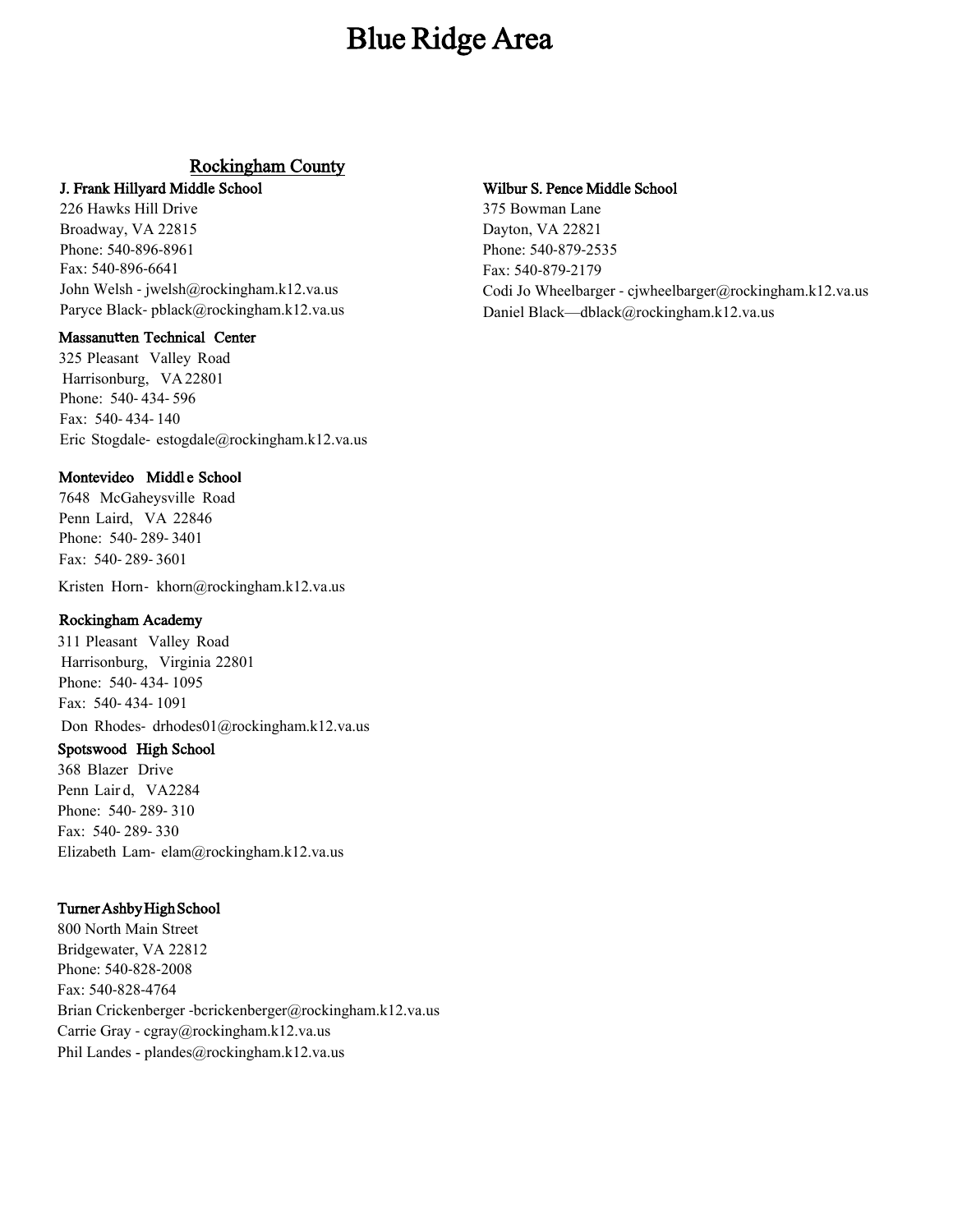# Blue Ridge Area

## Rockingham County

### J. Frank Hillyard Middle School

226 Hawks Hill Drive
Broadway, VA 22815
Phone: 540-896-8961
Fax: 540-896-6641
John Welsh - jwelsh@rockingham.k12.va.us
Paryce Black- pblack@rockingham.k12.va.us

### Massanutten Technical Center

325 Pleasant Valley Road
Harrisonburg, VA 22801
Phone: 540- 434- 596
Fax: 540- 434- 140
Eric Stogdale- estogdale@rockingham.k12.va.us

### Montevideo Middle School

7648 McGaheysville Road
Penn Laird, VA 22846
Phone: 540- 289- 3401
Fax: 540- 289- 3601
Kristen Horn- khorn@rockingham.k12.va.us

### Rockingham Academy

311 Pleasant Valley Road
Harrisonburg, Virginia 22801
Phone: 540- 434- 1095
Fax: 540- 434- 1091
Don Rhodes- drhodes01@rockingham.k12.va.us

### Spotswood High School

368 Blazer Drive
Penn Laird, VA2284
Phone: 540- 289- 310
Fax: 540- 289- 330
Elizabeth Lam- elam@rockingham.k12.va.us

### Turner Ashby High School

800 North Main Street
Bridgewater, VA 22812
Phone: 540-828-2008
Fax: 540-828-4764
Brian Crickenberger -bcrickenberger@rockingham.k12.va.us
Carrie Gray - cgray@rockingham.k12.va.us
Phil Landes - plandes@rockingham.k12.va.us

### Wilbur S. Pence Middle School

375 Bowman Lane
Dayton, VA 22821
Phone: 540-879-2535
Fax: 540-879-2179
Codi Jo Wheelbarger - cjwheelbarger@rockingham.k12.va.us
Daniel Black—dblack@rockingham.k12.va.us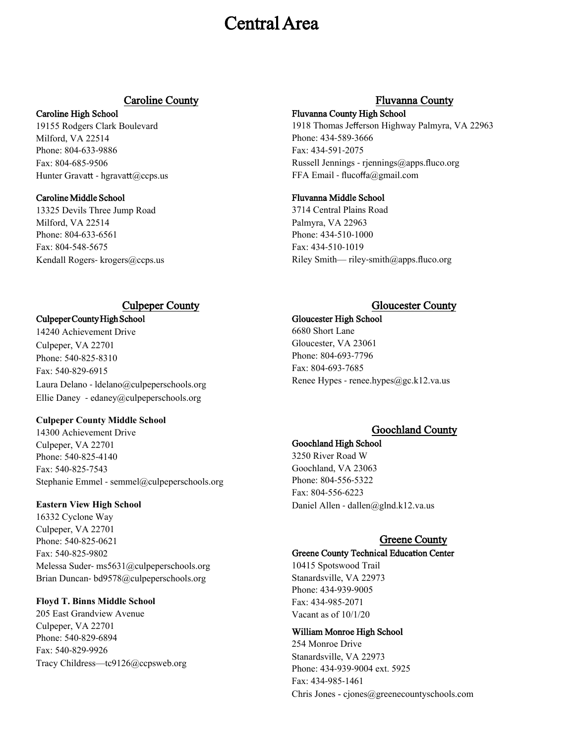# Central Area

## Caroline County

**Caroline High School**
19155 Rodgers Clark Boulevard
Milford, VA 22514
Phone: 804-633-9886
Fax: 804-685-9506
Hunter Gravatt - hgravatt@ccps.us

**Caroline Middle School**
13325 Devils Three Jump Road
Milford, VA 22514
Phone: 804-633-6561
Fax: 804-548-5675
Kendall Rogers- krogers@ccps.us

## Culpeper County

**Culpeper County High School**
14240 Achievement Drive
Culpeper, VA 22701
Phone: 540-825-8310
Fax: 540-829-6915
Laura Delano - ldelano@culpeperschools.org
Ellie Daney - edaney@culpeperschools.org

**Culpeper County Middle School**
14300 Achievement Drive
Culpeper, VA 22701
Phone: 540-825-4140
Fax: 540-825-7543
Stephanie Emmel - semmel@culpeperschools.org

**Eastern View High School**
16332 Cyclone Way
Culpeper, VA 22701
Phone: 540-825-0621
Fax: 540-825-9802
Melessa Suder- ms5631@culpeperschools.org
Brian Duncan- bd9578@culpeperschools.org

**Floyd T. Binns Middle School**
205 East Grandview Avenue
Culpeper, VA 22701
Phone: 540-829-6894
Fax: 540-829-9926
Tracy Childress—tc9126@ccpsweb.org

## Fluvanna County

**Fluvanna County High School**
1918 Thomas Jefferson Highway Palmyra, VA 22963
Phone: 434-589-3666
Fax: 434-591-2075
Russell Jennings - rjennings@apps.fluco.org
FFA Email - flucoffa@gmail.com

**Fluvanna Middle School**
3714 Central Plains Road
Palmyra, VA 22963
Phone: 434-510-1000
Fax: 434-510-1019
Riley Smith— riley-smith@apps.fluco.org

## Gloucester County

**Gloucester High School**
6680 Short Lane
Gloucester, VA 23061
Phone: 804-693-7796
Fax: 804-693-7685
Renee Hypes - renee.hypes@gc.k12.va.us

## Goochland County

**Goochland High School**
3250 River Road W
Goochland, VA 23063
Phone: 804-556-5322
Fax: 804-556-6223
Daniel Allen - dallen@glnd.k12.va.us

## Greene County

**Greene County Technical Education Center**
10415 Spotswood Trail
Stanardsville, VA 22973
Phone: 434-939-9005
Fax: 434-985-2071
Vacant as of 10/1/20

**William Monroe High School**
254 Monroe Drive
Stanardsville, VA 22973
Phone: 434-939-9004 ext. 5925
Fax: 434-985-1461
Chris Jones - cjones@greenecountyschools.com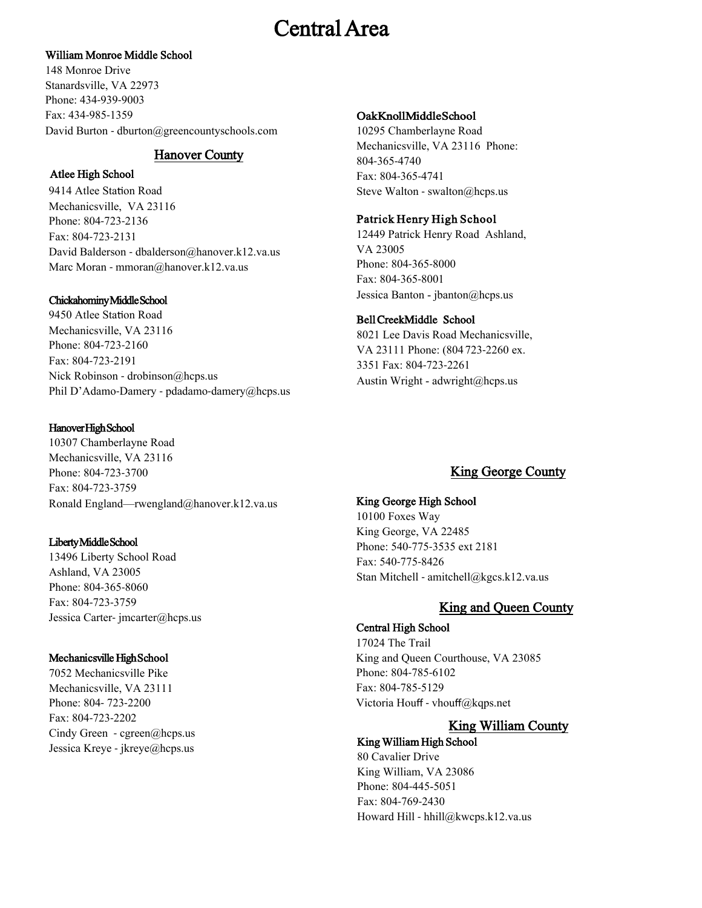# Central Area

**William Monroe Middle School**
148 Monroe Drive
Stanardsville, VA 22973
Phone: 434-939-9003
Fax: 434-985-1359
David Burton - dburton@greencountyschools.com

## Hanover County

**Atlee High School**
9414 Atlee Station Road
Mechanicsville, VA 23116
Phone: 804-723-2136
Fax: 804-723-2131
David Balderson - dbalderson@hanover.k12.va.us
Marc Moran - mmoran@hanover.k12.va.us

**ChickahominyMiddleSchool**
9450 Atlee Station Road
Mechanicsville, VA 23116
Phone: 804-723-2160
Fax: 804-723-2191
Nick Robinson - drobinson@hcps.us
Phil D'Adamo-Damery - pdadamo-damery@hcps.us

**HanoverHighSchool**
10307 Chamberlayne Road
Mechanicsville, VA 23116
Phone: 804-723-3700
Fax: 804-723-3759
Ronald England—rwengland@hanover.k12.va.us

**LibertyMiddleSchool**
13496 Liberty School Road
Ashland, VA 23005
Phone: 804-365-8060
Fax: 804-723-3759
Jessica Carter- jmcarter@hcps.us

**Mechanicsville HighSchool**
7052 Mechanicsville Pike
Mechanicsville, VA 23111
Phone: 804- 723-2200
Fax: 804-723-2202
Cindy Green - cgreen@hcps.us
Jessica Kreye - jkreye@hcps.us

**OakKnollMiddleSchool**
10295 Chamberlayne Road
Mechanicsville, VA 23116 Phone: 804-365-4740
Fax: 804-365-4741
Steve Walton - swalton@hcps.us

**Patrick Henry High School**
12449 Patrick Henry Road Ashland, VA 23005
Phone: 804-365-8000
Fax: 804-365-8001
Jessica Banton - jbanton@hcps.us

**Bell CreekMiddle School**
8021 Lee Davis Road Mechanicsville, VA 23111 Phone: (804 723-2260 ex. 3351 Fax: 804-723-2261
Austin Wright - adwright@hcps.us

## King George County

**King George High School**
10100 Foxes Way
King George, VA 22485
Phone: 540-775-3535 ext 2181
Fax: 540-775-8426
Stan Mitchell - amitchell@kgcs.k12.va.us

## King and Queen County

**Central High School**
17024 The Trail
King and Queen Courthouse, VA 23085
Phone: 804-785-6102
Fax: 804-785-5129
Victoria Houff - vhouff@kqps.net

## King William County

**King William High School**
80 Cavalier Drive
King William, VA 23086
Phone: 804-445-5051
Fax: 804-769-2430
Howard Hill - hhill@kwcps.k12.va.us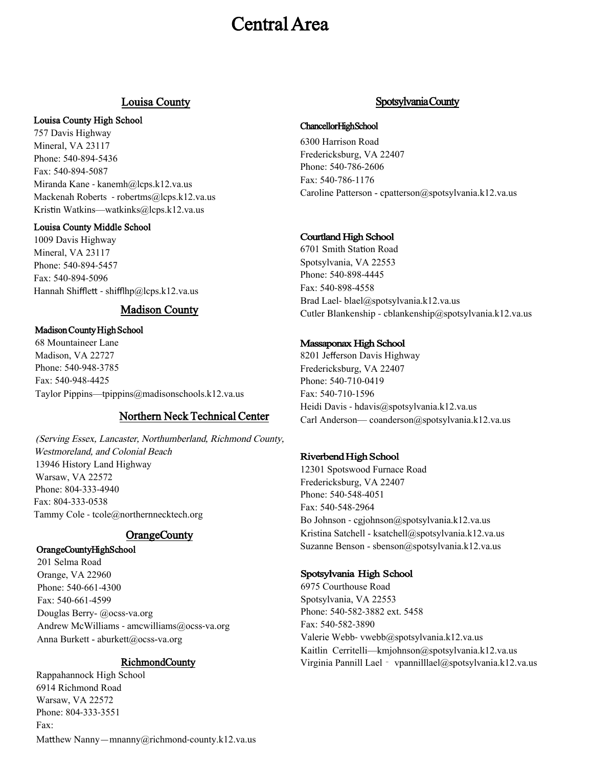# Central Area

## Louisa County

**Louisa County High School**
757 Davis Highway
Mineral, VA 23117
Phone: 540-894-5436
Fax: 540-894-5087
Miranda Kane - kanemh@lcps.k12.va.us
Mackenah Roberts - robertms@lcps.k12.va.us
Kristin Watkins—watkinks@lcps.k12.va.us

**Louisa County Middle School**
1009 Davis Highway
Mineral, VA 23117
Phone: 540-894-5457
Fax: 540-894-5096
Hannah Shifflett - shifflhp@lcps.k12.va.us

## Madison County

**Madison County High School**
68 Mountaineer Lane
Madison, VA 22727
Phone: 540-948-3785
Fax: 540-948-4425
Taylor Pippins—tpippins@madisonschools.k12.va.us

## Northern Neck Technical Center

*(Serving Essex, Lancaster, Northumberland, Richmond County, Westmoreland, and Colonial Beach*
13946 History Land Highway
Warsaw, VA 22572
Phone: 804-333-4940
Fax: 804-333-0538
Tammy Cole - tcole@northernnecktech.org

## Orange County

**Orange County High School**
201 Selma Road
Orange, VA 22960
Phone: 540-661-4300
Fax: 540-661-4599
Douglas Berry- @ocss-va.org
Andrew McWilliams - amcwilliams@ocss-va.org
Anna Burkett - aburkett@ocss-va.org

## Richmond County

Rappahannock High School
6914 Richmond Road
Warsaw, VA 22572
Phone: 804-333-3551
Fax:
Matthew Nanny—mnanny@richmond-county.k12.va.us

## Spotsylvania County

**Chancellor High School**
6300 Harrison Road
Fredericksburg, VA 22407
Phone: 540-786-2606
Fax: 540-786-1176
Caroline Patterson - cpatterson@spotsylvania.k12.va.us

**Courtland High School**
6701 Smith Station Road
Spotsylvania, VA 22553
Phone: 540-898-4445
Fax: 540-898-4558
Brad Lael- blael@spotsylvania.k12.va.us
Cutler Blankenship - cblankenship@spotsylvania.k12.va.us

**Massaponax High School**
8201 Jefferson Davis Highway
Fredericksburg, VA 22407
Phone: 540-710-0419
Fax: 540-710-1596
Heidi Davis - hdavis@spotsylvania.k12.va.us
Carl Anderson— coanderson@spotsylvania.k12.va.us

**Riverbend High School**
12301 Spotswood Furnace Road
Fredericksburg, VA 22407
Phone: 540-548-4051
Fax: 540-548-2964
Bo Johnson - cgjohnson@spotsylvania.k12.va.us
Kristina Satchell - ksatchell@spotsylvania.k12.va.us
Suzanne Benson - sbenson@spotsylvania.k12.va.us

**Spotsylvania High School**
6975 Courthouse Road
Spotsylvania, VA 22553
Phone: 540-582-3882 ext. 5458
Fax: 540-582-3890
Valerie Webb- vwebb@spotsylvania.k12.va.us
Kaitlin Cerritelli—kmjohnson@spotsylvania.k12.va.us
Virginia Pannill Lael - vpannilllael@spotsylvania.k12.va.us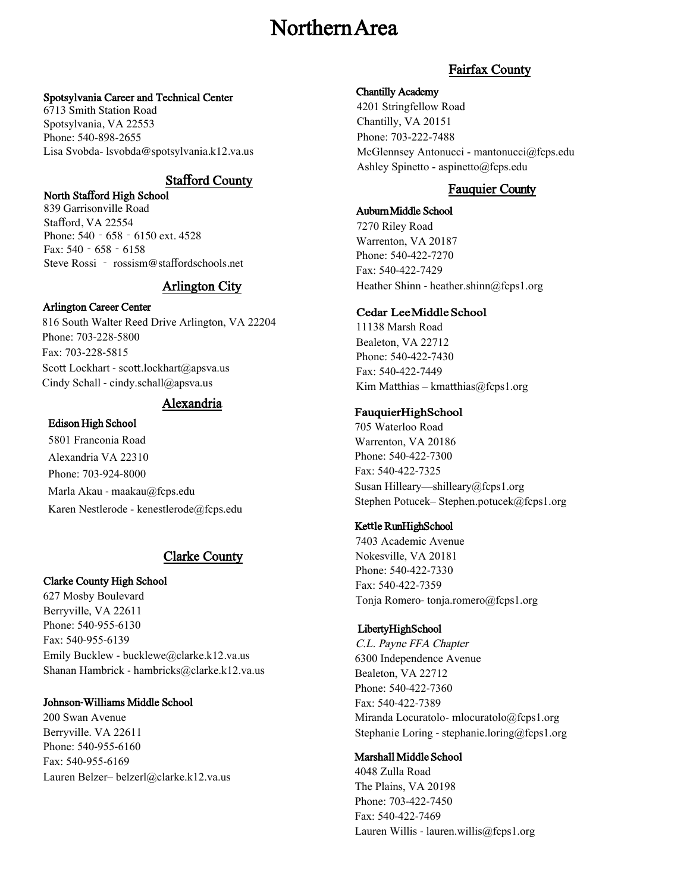# Northern Area

**Spotsylvania Career and Technical Center**
6713 Smith Station Road
Spotsylvania, VA 22553
Phone: 540-898-2655
Lisa Svobda- lsvobda@spotsylvania.k12.va.us

## Stafford County

**North Stafford High School**
839 Garrisonville Road
Stafford, VA 22554
Phone: 540 ‐ 658 ‐ 6150 ext. 4528
Fax: 540 ‐ 658 ‐ 6158
Steve Rossi ‐ rossism@staffordschools.net

## Arlington City

**Arlington Career Center**
816 South Walter Reed Drive Arlington, VA 22204
Phone: 703-228-5800
Fax: 703-228-5815
Scott Lockhart - scott.lockhart@apsva.us
Cindy Schall - cindy.schall@apsva.us

## Alexandria

**Edison High School**
5801 Franconia Road
Alexandria VA 22310
Phone: 703-924-8000
Marla Akau - maakau@fcps.edu
Karen Nestlerode - kenestlerode@fcps.edu

## Clarke County

**Clarke County High School**
627 Mosby Boulevard
Berryville, VA 22611
Phone: 540-955-6130
Fax: 540-955-6139
Emily Bucklew - bucklewe@clarke.k12.va.us
Shanan Hambrick - hambricks@clarke.k12.va.us

**Johnson-Williams Middle School**
200 Swan Avenue
Berryville. VA 22611
Phone: 540-955-6160
Fax: 540-955-6169
Lauren Belzer– belzerl@clarke.k12.va.us

## Fairfax County

**Chantilly Academy**
4201 Stringfellow Road
Chantilly, VA 20151
Phone: 703-222-7488
McGlennsey Antonucci - mantonucci@fcps.edu
Ashley Spinetto - aspinetto@fcps.edu

## Fauquier County

**Auburn Middle School**
7270 Riley Road
Warrenton, VA 20187
Phone: 540-422-7270
Fax: 540-422-7429
Heather Shinn - heather.shinn@fcps1.org

**Cedar Lee Middle School**
11138 Marsh Road
Bealeton, VA 22712
Phone: 540-422-7430
Fax: 540-422-7449
Kim Matthias – kmatthias@fcps1.org

**Fauquier High School**
705 Waterloo Road
Warrenton, VA 20186
Phone: 540-422-7300
Fax: 540-422-7325
Susan Hilleary—shilleary@fcps1.org
Stephen Potucek– Stephen.potucek@fcps1.org

**Kettle Run High School**
7403 Academic Avenue
Nokesville, VA 20181
Phone: 540-422-7330
Fax: 540-422-7359
Tonja Romero- tonja.romero@fcps1.org

**Liberty High School**
*C.L. Payne FFA Chapter*
6300 Independence Avenue
Bealeton, VA 22712
Phone: 540-422-7360
Fax: 540-422-7389
Miranda Locuratolo- mlocuratolo@fcps1.org
Stephanie Loring - stephanie.loring@fcps1.org

**Marshall Middle School**
4048 Zulla Road
The Plains, VA 20198
Phone: 703-422-7450
Fax: 540-422-7469
Lauren Willis - lauren.willis@fcps1.org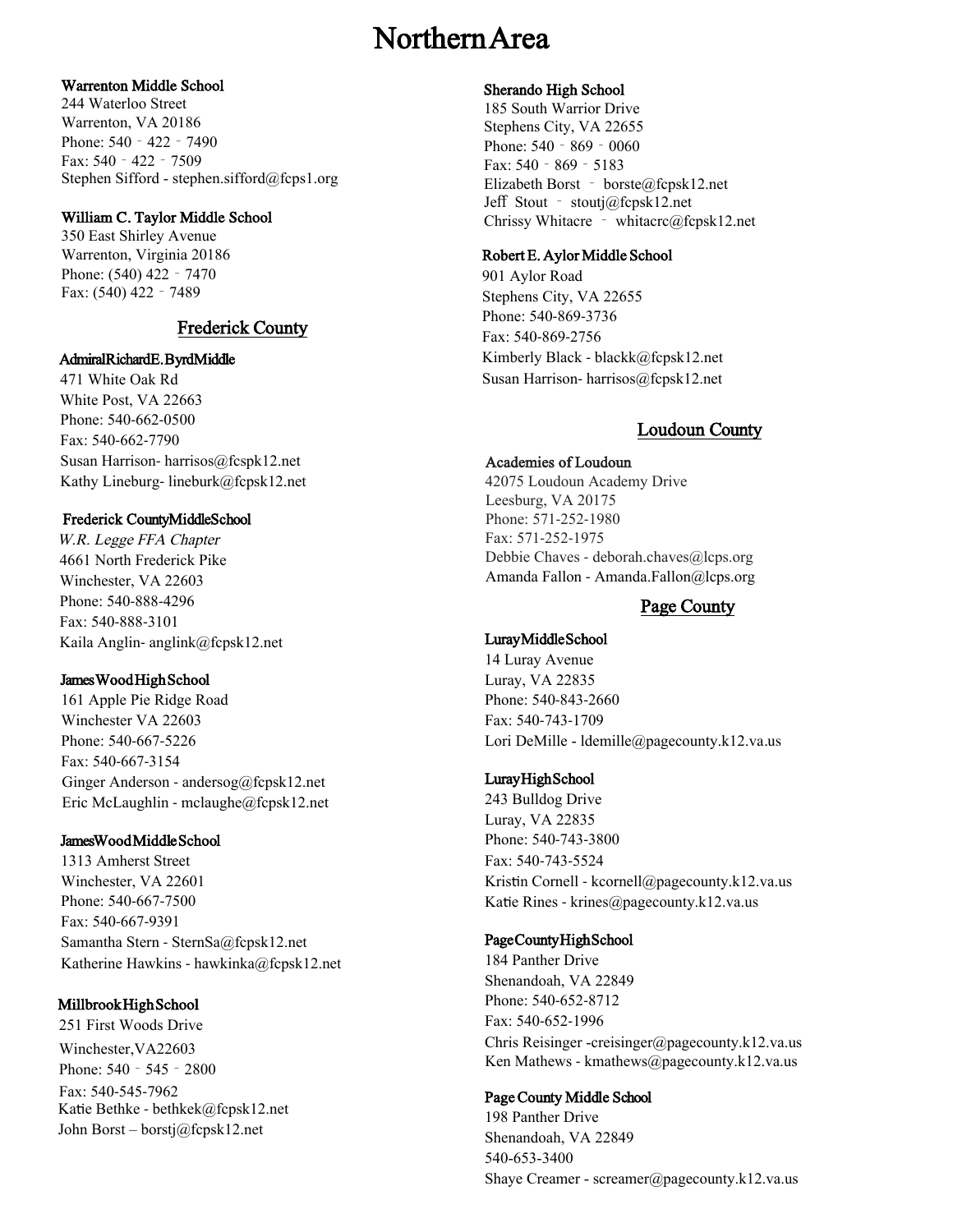# Northern Area

**Warrenton Middle School**
244 Waterloo Street
Warrenton, VA 20186
Phone: 540 - 422 - 7490
Fax: 540 - 422 - 7509
Stephen Sifford - stephen.sifford@fcps1.org

**William C. Taylor Middle School**
350 East Shirley Avenue
Warrenton, Virginia 20186
Phone: (540) 422 - 7470
Fax: (540) 422 - 7489

## Frederick County

**AdmiralRichardE.ByrdMiddle**
471 White Oak Rd
White Post, VA 22663
Phone: 540-662-0500
Fax: 540-662-7790
Susan Harrison- harrisos@fcspk12.net
Kathy Lineburg- lineburk@fcpsk12.net

**Frederick CountyMiddleSchool**
*W.R. Legge FFA Chapter*
4661 North Frederick Pike
Winchester, VA 22603
Phone: 540-888-4296
Fax: 540-888-3101
Kaila Anglin- anglink@fcpsk12.net

**JamesWoodHighSchool**
161 Apple Pie Ridge Road
Winchester VA 22603
Phone: 540-667-5226
Fax: 540-667-3154
Ginger Anderson - andersog@fcpsk12.net
Eric McLaughlin - mclaughe@fcpsk12.net

**JamesWoodMiddleSchool**
1313 Amherst Street
Winchester, VA 22601
Phone: 540-667-7500
Fax: 540-667-9391
Samantha Stern - SternSa@fcpsk12.net
Katherine Hawkins - hawkinka@fcpsk12.net

**MillbrookHighSchool**
251 First Woods Drive
Winchester,VA22603
Phone: 540 - 545 - 2800
Fax: 540-545-7962
Katie Bethke - bethkek@fcpsk12.net
John Borst – borstj@fcpsk12.net

**Sherando High School**
185 South Warrior Drive
Stephens City, VA 22655
Phone: 540 - 869 - 0060
Fax: 540 - 869 - 5183
Elizabeth Borst - borste@fcpsk12.net
Jeff Stout - stoutj@fcpsk12.net
Chrissy Whitacre - whitacrc@fcpsk12.net

**Robert E. Aylor Middle School**
901 Aylor Road
Stephens City, VA 22655
Phone: 540-869-3736
Fax: 540-869-2756
Kimberly Black - blackk@fcpsk12.net
Susan Harrison- harrisos@fcpsk12.net

## Loudoun County

**Academies of Loudoun**
42075 Loudoun Academy Drive
Leesburg, VA 20175
Phone: 571-252-1980
Fax: 571-252-1975
Debbie Chaves - deborah.chaves@lcps.org
Amanda Fallon - Amanda.Fallon@lcps.org

## Page County

**LurayMiddleSchool**
14 Luray Avenue
Luray, VA 22835
Phone: 540-843-2660
Fax: 540-743-1709
Lori DeMille - ldemille@pagecounty.k12.va.us

**LurayHighSchool**
243 Bulldog Drive
Luray, VA 22835
Phone: 540-743-3800
Fax: 540-743-5524
Kristin Cornell - kcornell@pagecounty.k12.va.us
Katie Rines - krines@pagecounty.k12.va.us

**PageCountyHighSchool**
184 Panther Drive
Shenandoah, VA 22849
Phone: 540-652-8712
Fax: 540-652-1996
Chris Reisinger -creisinger@pagecounty.k12.va.us
Ken Mathews - kmathews@pagecounty.k12.va.us

**Page County Middle School**
198 Panther Drive
Shenandoah, VA 22849
540-653-3400
Shaye Creamer - screamer@pagecounty.k12.va.us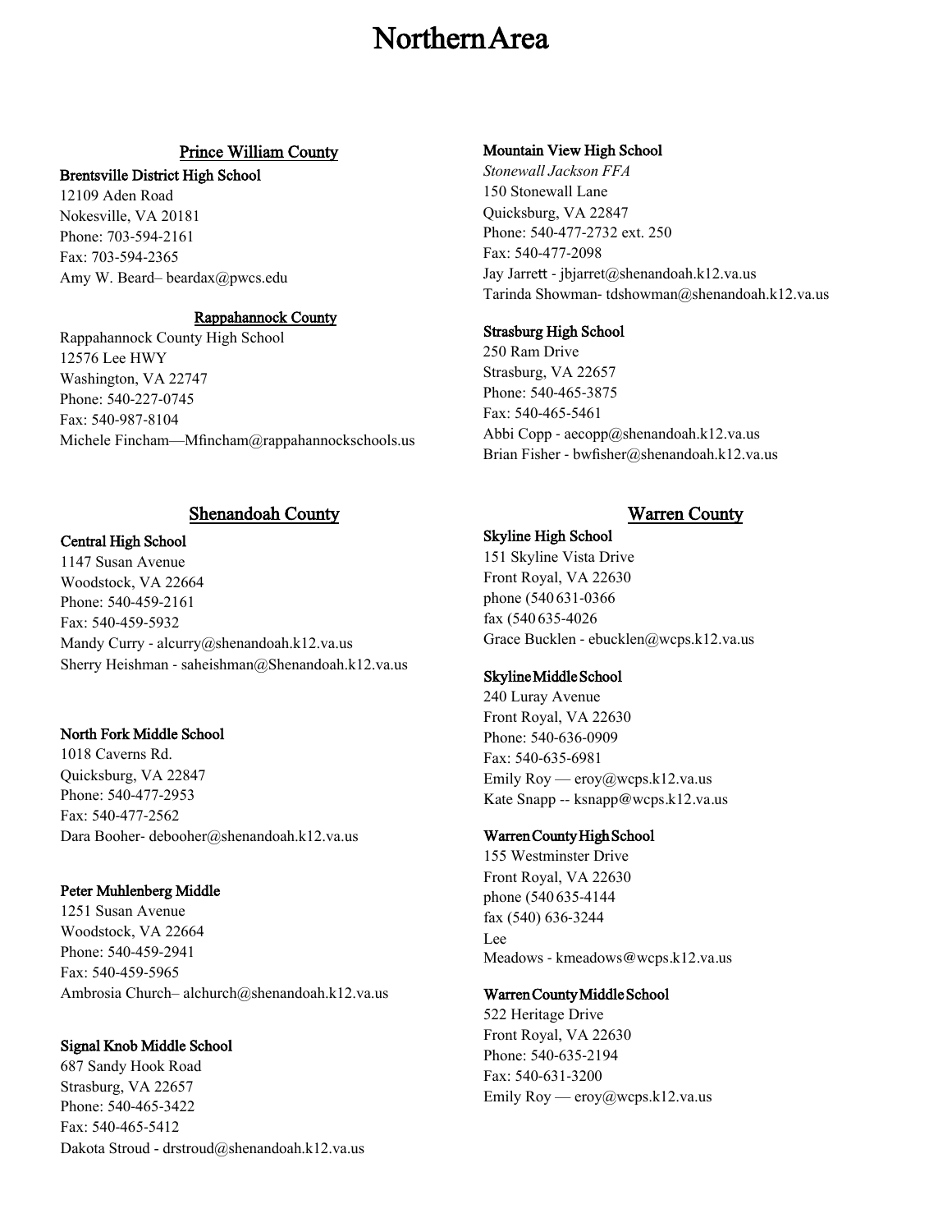# Northern Area

## Prince William County

**Brentsville District High School**
12109 Aden Road
Nokesville, VA 20181
Phone: 703-594-2161
Fax: 703-594-2365
Amy W. Beard– beardax@pwcs.edu

## Rappahannock County

Rappahannock County High School
12576 Lee HWY
Washington, VA 22747
Phone: 540-227-0745
Fax: 540-987-8104
Michele Fincham—Mfincham@rappahannockschools.us

**Mountain View High School**
*Stonewall Jackson FFA*
150 Stonewall Lane
Quicksburg, VA 22847
Phone: 540-477-2732 ext. 250
Fax: 540-477-2098
Jay Jarrett - jbjarret@shenandoah.k12.va.us
Tarinda Showman- tdshowman@shenandoah.k12.va.us

**Strasburg High School**
250 Ram Drive
Strasburg, VA 22657
Phone: 540-465-3875
Fax: 540-465-5461
Abbi Copp - aecopp@shenandoah.k12.va.us
Brian Fisher - bwfisher@shenandoah.k12.va.us

## Shenandoah County

**Central High School**
1147 Susan Avenue
Woodstock, VA 22664
Phone: 540-459-2161
Fax: 540-459-5932
Mandy Curry - alcurry@shenandoah.k12.va.us
Sherry Heishman - saheishman@Shenandoah.k12.va.us

**North Fork Middle School**
1018 Caverns Rd.
Quicksburg, VA 22847
Phone: 540-477-2953
Fax: 540-477-2562
Dara Booher- debooher@shenandoah.k12.va.us

**Peter Muhlenberg Middle**
1251 Susan Avenue
Woodstock, VA 22664
Phone: 540-459-2941
Fax: 540-459-5965
Ambrosia Church– alchurch@shenandoah.k12.va.us

**Signal Knob Middle School**
687 Sandy Hook Road
Strasburg, VA 22657
Phone: 540-465-3422
Fax: 540-465-5412
Dakota Stroud - drstroud@shenandoah.k12.va.us

## Warren County

**Skyline High School**
151 Skyline Vista Drive
Front Royal, VA 22630
phone (540 631-0366
fax (540 635-4026
Grace Bucklen - ebucklen@wcps.k12.va.us

**Skyline Middle School**
240 Luray Avenue
Front Royal, VA 22630
Phone: 540-636-0909
Fax: 540-635-6981
Emily Roy — eroy@wcps.k12.va.us
Kate Snapp -- ksnapp@wcps.k12.va.us

**Warren County High School**
155 Westminster Drive
Front Royal, VA 22630
phone (540 635-4144
fax (540) 636-3244
Lee
Meadows - kmeadows@wcps.k12.va.us

**Warren County Middle School**
522 Heritage Drive
Front Royal, VA 22630
Phone: 540-635-2194
Fax: 540-631-3200
Emily Roy — eroy@wcps.k12.va.us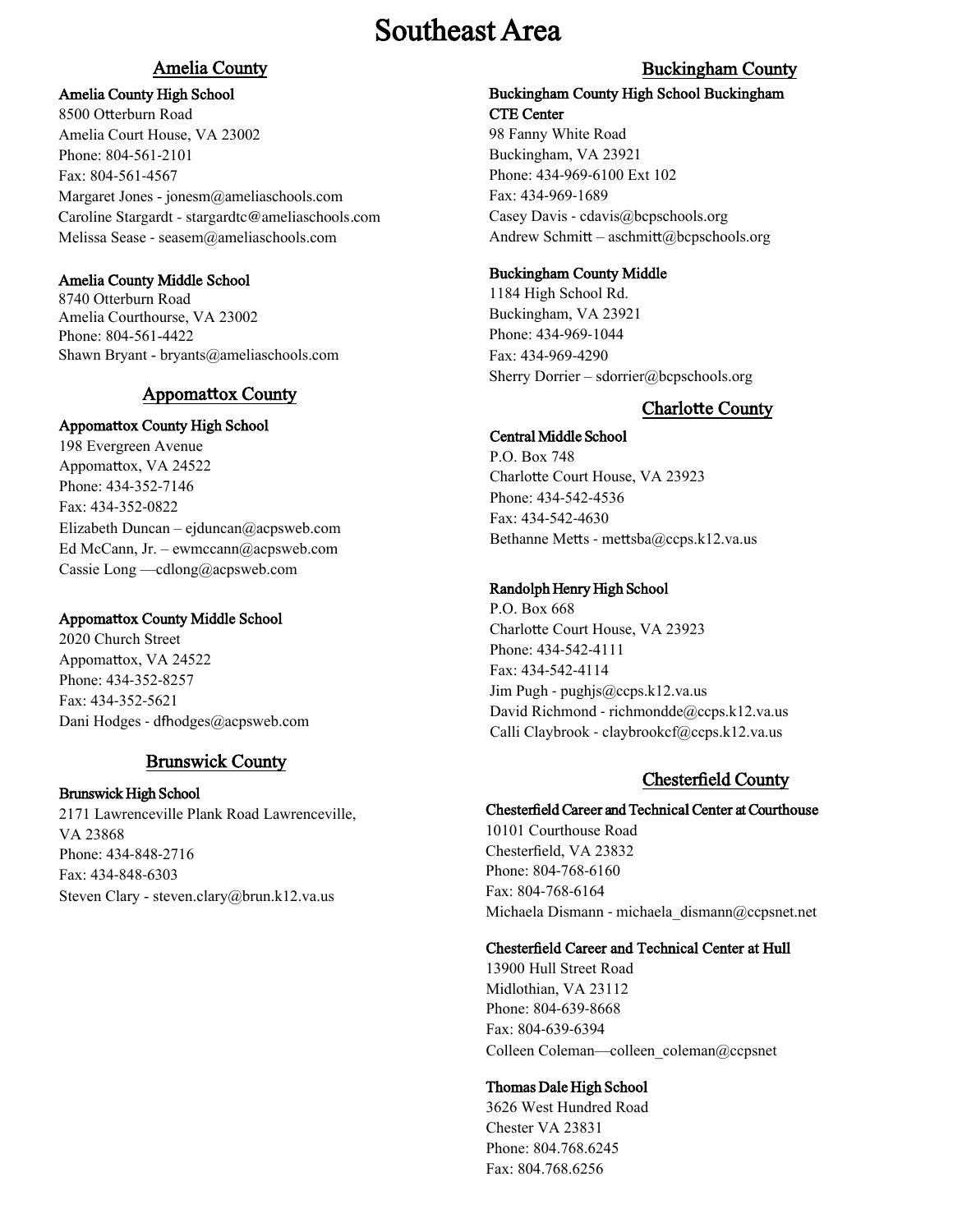# Southeast Area

## Amelia County

**Amelia County High School**
8500 Otterburn Road
Amelia Court House, VA 23002
Phone: 804-561-2101
Fax: 804-561-4567
Margaret Jones - jonesm@ameliaschools.com
Caroline Stargardt - stargardtc@ameliaschools.com
Melissa Sease - seasem@ameliaschools.com

**Amelia County Middle School**
8740 Otterburn Road
Amelia Courthourse, VA 23002
Phone: 804-561-4422
Shawn Bryant - bryants@ameliaschools.com

## Appomattox County

**Appomattox County High School**
198 Evergreen Avenue
Appomattox, VA 24522
Phone: 434-352-7146
Fax: 434-352-0822
Elizabeth Duncan – ejduncan@acpsweb.com
Ed McCann, Jr. – ewmccann@acpsweb.com
Cassie Long —cdlong@acpsweb.com

**Appomattox County Middle School**
2020 Church Street
Appomattox, VA 24522
Phone: 434-352-8257
Fax: 434-352-5621
Dani Hodges - dfhodges@acpsweb.com

## Brunswick County

**Brunswick High School**
2171 Lawrenceville Plank Road Lawrenceville, VA 23868
Phone: 434-848-2716
Fax: 434-848-6303
Steven Clary - steven.clary@brun.k12.va.us

## Buckingham County

**Buckingham County High School Buckingham CTE Center**
98 Fanny White Road
Buckingham, VA 23921
Phone: 434-969-6100 Ext 102
Fax: 434-969-1689
Casey Davis - cdavis@bcpschools.org
Andrew Schmitt – aschmitt@bcpschools.org

**Buckingham County Middle**
1184 High School Rd.
Buckingham, VA 23921
Phone: 434-969-1044
Fax: 434-969-4290
Sherry Dorrier – sdorrier@bcpschools.org

## Charlotte County

**Central Middle School**
P.O. Box 748
Charlotte Court House, VA 23923
Phone: 434-542-4536
Fax: 434-542-4630
Bethanne Metts - mettsba@ccps.k12.va.us

**Randolph Henry High School**
P.O. Box 668
Charlotte Court House, VA 23923
Phone: 434-542-4111
Fax: 434-542-4114
Jim Pugh - pughjs@ccps.k12.va.us
David Richmond - richmondde@ccps.k12.va.us
Calli Claybrook - claybrookcf@ccps.k12.va.us

## Chesterfield County

**Chesterfield Career and Technical Center at Courthouse**
10101 Courthouse Road
Chesterfield, VA 23832
Phone: 804-768-6160
Fax: 804-768-6164
Michaela Dismann - michaela_dismann@ccpsnet.net

**Chesterfield Career and Technical Center at Hull**
13900 Hull Street Road
Midlothian, VA 23112
Phone: 804-639-8668
Fax: 804-639-6394
Colleen Coleman—colleen_coleman@ccpsnet

**Thomas Dale High School**
3626 West Hundred Road
Chester VA 23831
Phone: 804.768.6245
Fax: 804.768.6256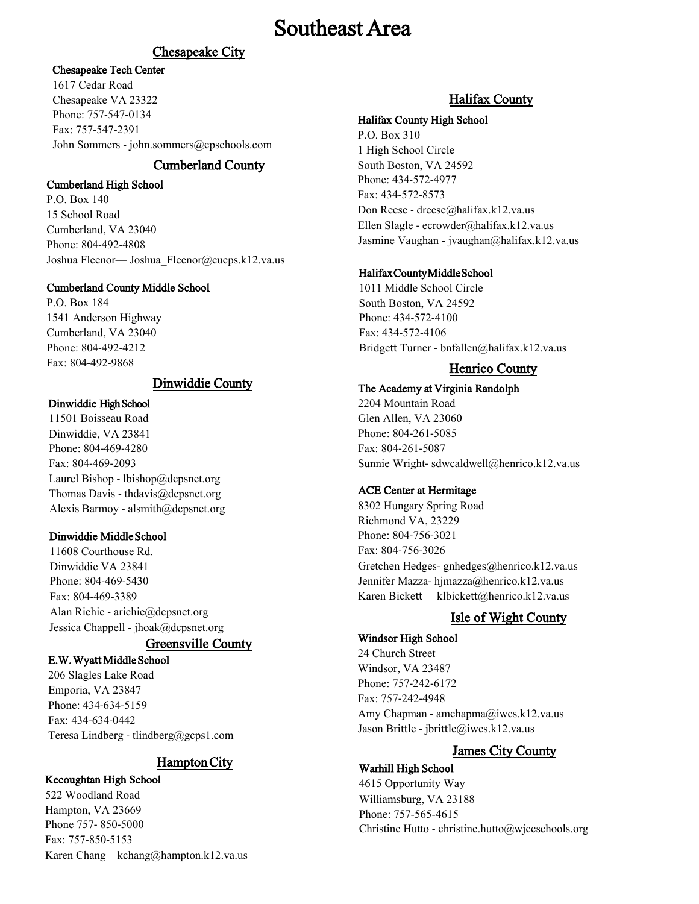# Southeast Area

## Chesapeake City

**Chesapeake Tech Center**
1617 Cedar Road
Chesapeake VA 23322
Phone: 757-547-0134
Fax: 757-547-2391
John Sommers - john.sommers@cpschools.com

## Cumberland County

**Cumberland High School**
P.O. Box 140
15 School Road
Cumberland, VA 23040
Phone: 804-492-4808
Joshua Fleenor— Joshua_Fleenor@cucps.k12.va.us

**Cumberland County Middle School**
P.O. Box 184
1541 Anderson Highway
Cumberland, VA 23040
Phone: 804-492-4212
Fax: 804-492-9868

## Dinwiddie County

**Dinwiddie High School**
11501 Boisseau Road
Dinwiddie, VA 23841
Phone: 804-469-4280
Fax: 804-469-2093
Laurel Bishop - lbishop@dcpsnet.org
Thomas Davis - thdavis@dcpsnet.org
Alexis Barmoy - alsmith@dcpsnet.org

**Dinwiddie Middle School**
11608 Courthouse Rd.
Dinwiddie VA 23841
Phone: 804-469-5430
Fax: 804-469-3389
Alan Richie - arichie@dcpsnet.org
Jessica Chappell - jhoak@dcpsnet.org

## Greensville County

**E.W. Wyatt Middle School**
206 Slagles Lake Road
Emporia, VA 23847
Phone: 434-634-5159
Fax: 434-634-0442
Teresa Lindberg - tlindberg@gcps1.com

## Hampton City

**Kecoughtan High School**
522 Woodland Road
Hampton, VA 23669
Phone 757- 850-5000
Fax: 757-850-5153
Karen Chang—kchang@hampton.k12.va.us

## Halifax County

**Halifax County High School**
P.O. Box 310
1 High School Circle
South Boston, VA 24592
Phone: 434-572-4977
Fax: 434-572-8573
Don Reese - dreese@halifax.k12.va.us
Ellen Slagle - ecrowder@halifax.k12.va.us
Jasmine Vaughan - jvaughan@halifax.k12.va.us

**Halifax County Middle School**
1011 Middle School Circle
South Boston, VA 24592
Phone: 434-572-4100
Fax: 434-572-4106
Bridgett Turner - bnfallen@halifax.k12.va.us

## Henrico County

**The Academy at Virginia Randolph**
2204 Mountain Road
Glen Allen, VA 23060
Phone: 804-261-5085
Fax: 804-261-5087
Sunnie Wright- sdwcaldwell@henrico.k12.va.us

**ACE Center at Hermitage**
8302 Hungary Spring Road
Richmond VA, 23229
Phone: 804-756-3021
Fax: 804-756-3026
Gretchen Hedges- gnhedges@henrico.k12.va.us
Jennifer Mazza- hjmazza@henrico.k12.va.us
Karen Bickett— klbickett@henrico.k12.va.us

## Isle of Wight County

**Windsor High School**
24 Church Street
Windsor, VA 23487
Phone: 757-242-6172
Fax: 757-242-4948
Amy Chapman - amchapma@iwcs.k12.va.us
Jason Brittle - jbrittle@iwcs.k12.va.us

## James City County

**Warhill High School**
4615 Opportunity Way
Williamsburg, VA 23188
Phone: 757-565-4615
Christine Hutto - christine.hutto@wjccschools.org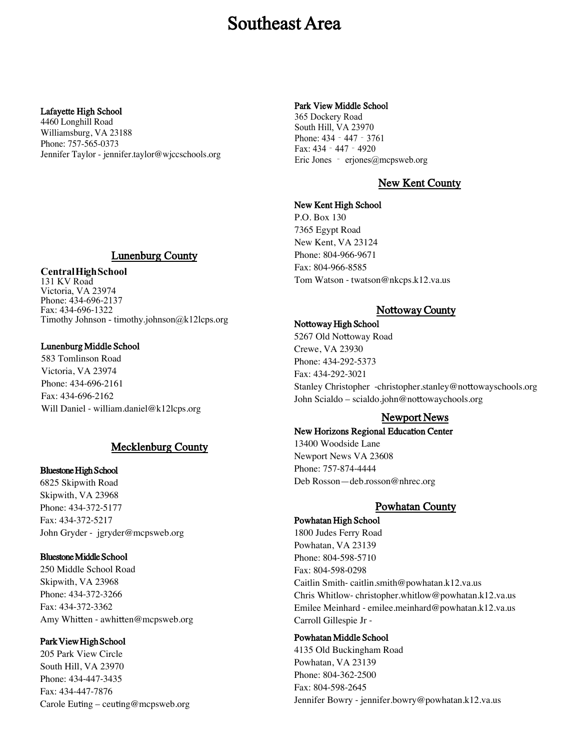# Southeast Area

**Lafayette High School**
4460 Longhill Road
Williamsburg, VA 23188
Phone: 757-565-0373
Jennifer Taylor - jennifer.taylor@wjccschools.org

## Lunenburg County

**Central High School**
131 KV Road
Victoria, VA 23974
Phone: 434-696-2137
Fax: 434-696-1322
Timothy Johnson - timothy.johnson@k12lcps.org

**Lunenburg Middle School**
583 Tomlinson Road
Victoria, VA 23974
Phone: 434-696-2161
Fax: 434-696-2162
Will Daniel - william.daniel@k12lcps.org

## Mecklenburg County

**Bluestone High School**
6825 Skipwith Road
Skipwith, VA 23968
Phone: 434-372-5177
Fax: 434-372-5217
John Gryder - jgryder@mcpsweb.org

**Bluestone Middle School**
250 Middle School Road
Skipwith, VA 23968
Phone: 434-372-3266
Fax: 434-372-3362
Amy Whitten - awhitten@mcpsweb.org

**Park View High School**
205 Park View Circle
South Hill, VA 23970
Phone: 434-447-3435
Fax: 434-447-7876
Carole Euting – ceuting@mcpsweb.org

**Park View Middle School**
365 Dockery Road
South Hill, VA 23970
Phone: 434 - 447 - 3761
Fax: 434 - 447 - 4920
Eric Jones - erjones@mcpsweb.org

## New Kent County

**New Kent High School**
P.O. Box 130
7365 Egypt Road
New Kent, VA 23124
Phone: 804-966-9671
Fax: 804-966-8585
Tom Watson - twatson@nkcps.k12.va.us

## Nottoway County

**Nottoway High School**
5267 Old Nottoway Road
Crewe, VA 23930
Phone: 434-292-5373
Fax: 434-292-3021
Stanley Christopher -christopher.stanley@nottowayschools.org
John Scialdo – scialdo.john@nottowaychools.org

## Newport News

**New Horizons Regional Education Center**
13400 Woodside Lane
Newport News VA 23608
Phone: 757-874-4444
Deb Rosson—deb.rosson@nhrec.org

## Powhatan County

**Powhatan High School**
1800 Judes Ferry Road
Powhatan, VA 23139
Phone: 804-598-5710
Fax: 804-598-0298
Caitlin Smith- caitlin.smith@powhatan.k12.va.us
Chris Whitlow- christopher.whitlow@powhatan.k12.va.us
Emilee Meinhard - emilee.meinhard@powhatan.k12.va.us
Carroll Gillespie Jr -

**Powhatan Middle School**
4135 Old Buckingham Road
Powhatan, VA 23139
Phone: 804-362-2500
Fax: 804-598-2645
Jennifer Bowry - jennifer.bowry@powhatan.k12.va.us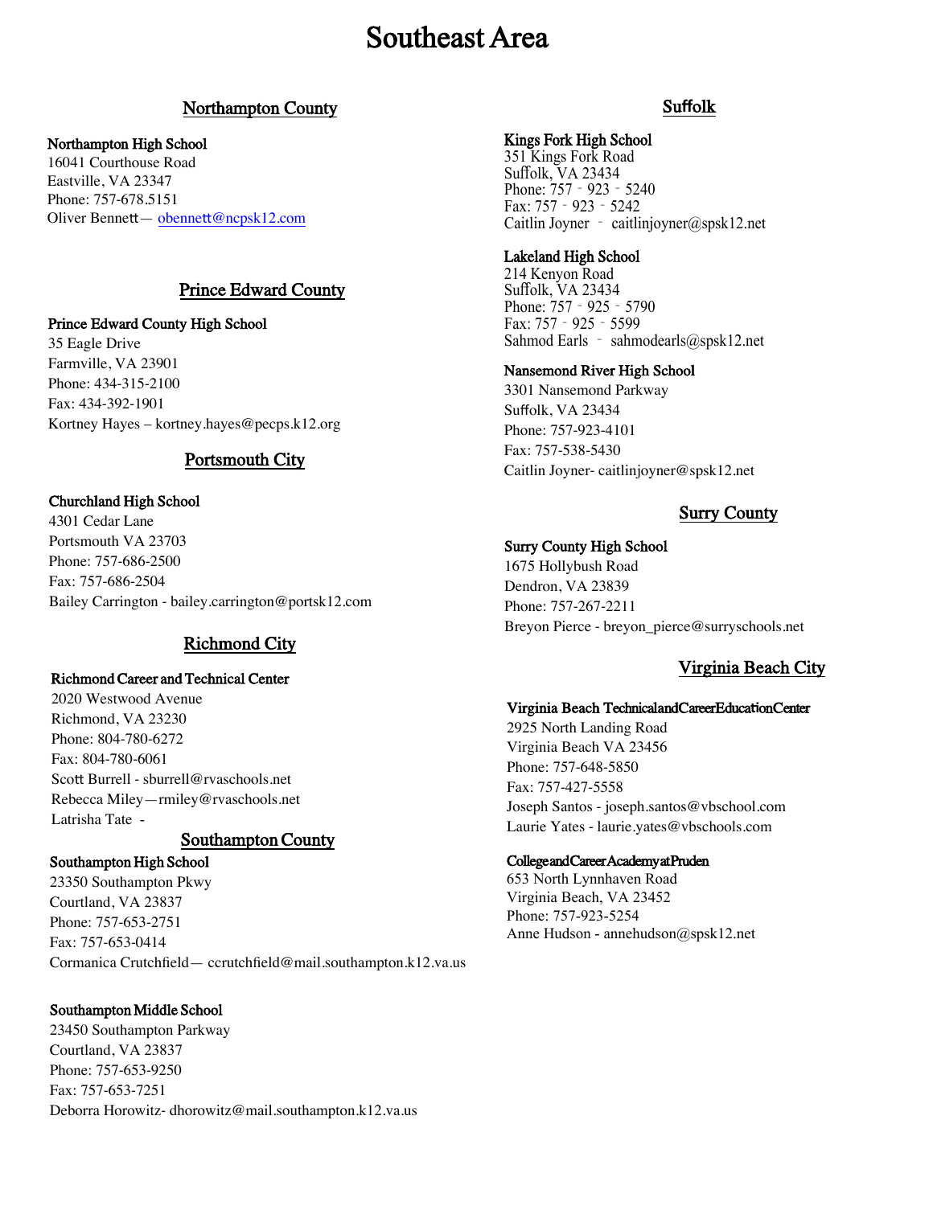# Southeast Area

## Northampton County

**Northampton High School**
16041 Courthouse Road
Eastville, VA 23347
Phone: 757-678.5151
Oliver Bennett— obennett@ncpsk12.com

## Prince Edward County

**Prince Edward County High School**
35 Eagle Drive
Farmville, VA 23901
Phone: 434-315-2100
Fax: 434-392-1901
Kortney Hayes – kortney.hayes@pecps.k12.org

## Portsmouth City

**Churchland High School**
4301 Cedar Lane
Portsmouth VA 23703
Phone: 757-686-2500
Fax: 757-686-2504
Bailey Carrington - bailey.carrington@portsk12.com

## Richmond City

**Richmond Career and Technical Center**
2020 Westwood Avenue
Richmond, VA 23230
Phone: 804-780-6272
Fax: 804-780-6061
Scott Burrell - sburrell@rvaschools.net
Rebecca Miley—rmiley@rvaschools.net
Latrisha Tate -

## Southampton County

**Southampton High School**
23350 Southampton Pkwy
Courtland, VA 23837
Phone: 757-653-2751
Fax: 757-653-0414
Cormanica Crutchfield— ccrutchfield@mail.southampton.k12.va.us

**Southampton Middle School**
23450 Southampton Parkway
Courtland, VA 23837
Phone: 757-653-9250
Fax: 757-653-7251
Deborra Horowitz- dhorowitz@mail.southampton.k12.va.us

## Suffolk

**Kings Fork High School**
351 Kings Fork Road
Suffolk, VA 23434
Phone: 757 ‑ 923 ‑ 5240
Fax: 757 ‑ 923 ‑ 5242
Caitlin Joyner ‑ caitlinjoyner@spsk12.net

**Lakeland High School**
214 Kenyon Road
Suffolk, VA 23434
Phone: 757 ‑ 925 ‑ 5790
Fax: 757 ‑ 925 ‑ 5599
Sahmod Earls ‑ sahmodearls@spsk12.net

**Nansemond River High School**
3301 Nansemond Parkway
Suffolk, VA 23434
Phone: 757-923-4101
Fax: 757-538-5430
Caitlin Joyner- caitlinjoyner@spsk12.net

## Surry County

**Surry County High School**
1675 Hollybush Road
Dendron, VA 23839
Phone: 757-267-2211
Breyon Pierce - breyon_pierce@surryschools.net

## Virginia Beach City

**Virginia Beach TechnicalandCareerEducationCenter**
2925 North Landing Road
Virginia Beach VA 23456
Phone: 757-648-5850
Fax: 757-427-5558
Joseph Santos - joseph.santos@vbschool.com
Laurie Yates - laurie.yates@vbschools.com

**CollegeandCareerAcademyatPruden**
653 North Lynnhaven Road
Virginia Beach, VA 23452
Phone: 757-923-5254
Anne Hudson - annehudson@spsk12.net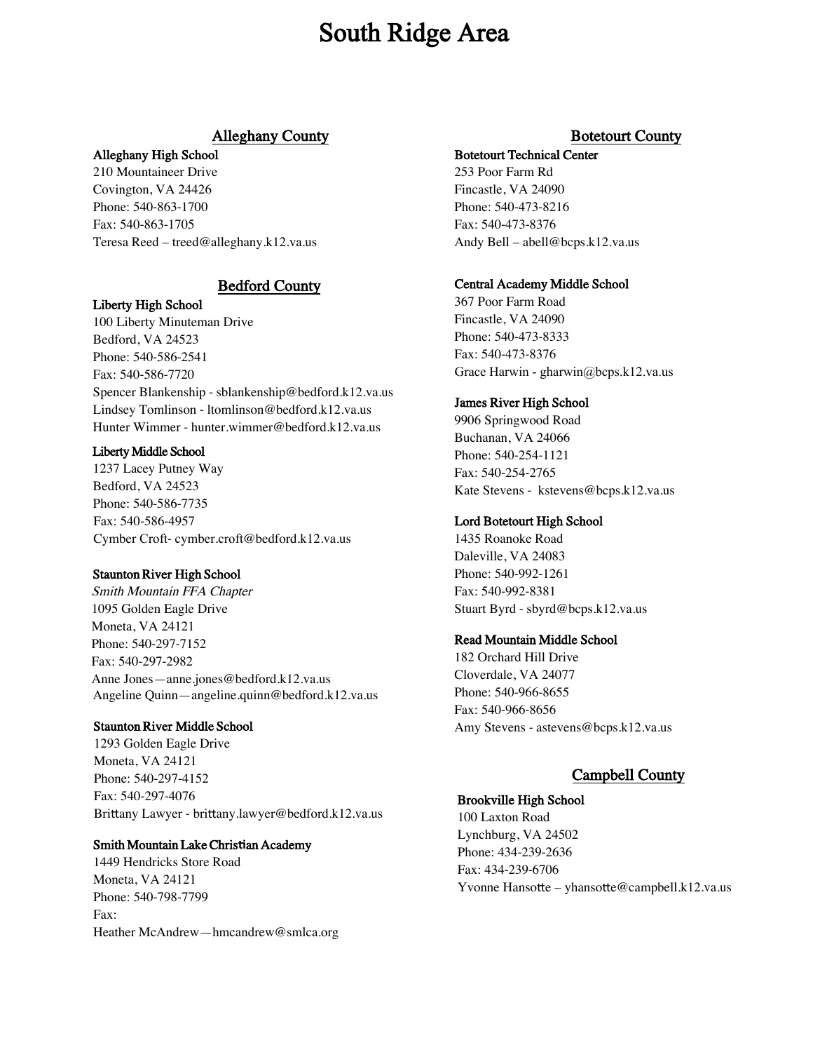# South Ridge Area

## Alleghany County

### Alleghany High School

210 Mountaineer Drive
Covington, VA 24426
Phone: 540-863-1700
Fax: 540-863-1705
Teresa Reed – treed@alleghany.k12.va.us

## Bedford County

### Liberty High School

100 Liberty Minuteman Drive
Bedford, VA 24523
Phone: 540-586-2541
Fax: 540-586-7720
Spencer Blankenship - sblankenship@bedford.k12.va.us
Lindsey Tomlinson - ltomlinson@bedford.k12.va.us
Hunter Wimmer - hunter.wimmer@bedford.k12.va.us

### Liberty Middle School

1237 Lacey Putney Way
Bedford, VA 24523
Phone: 540-586-7735
Fax: 540-586-4957
Cymber Croft- cymber.croft@bedford.k12.va.us

### Staunton River High School

*Smith Mountain FFA Chapter*
1095 Golden Eagle Drive
Moneta, VA 24121
Phone: 540-297-7152
Fax: 540-297-2982
Anne Jones—anne.jones@bedford.k12.va.us
Angeline Quinn—angeline.quinn@bedford.k12.va.us

### Staunton River Middle School

1293 Golden Eagle Drive
Moneta, VA 24121
Phone: 540-297-4152
Fax: 540-297-4076
Brittany Lawyer - brittany.lawyer@bedford.k12.va.us

### Smith Mountain Lake Christian Academy

1449 Hendricks Store Road
Moneta, VA 24121
Phone: 540-798-7799
Fax:
Heather McAndrew—hmcandrew@smlca.org

## Botetourt County

### Botetourt Technical Center

253 Poor Farm Rd
Fincastle, VA 24090
Phone: 540-473-8216
Fax: 540-473-8376
Andy Bell – abell@bcps.k12.va.us

### Central Academy Middle School

367 Poor Farm Road
Fincastle, VA 24090
Phone: 540-473-8333
Fax: 540-473-8376
Grace Harwin - gharwin@bcps.k12.va.us

### James River High School

9906 Springwood Road
Buchanan, VA 24066
Phone: 540-254-1121
Fax: 540-254-2765
Kate Stevens - kstevens@bcps.k12.va.us

### Lord Botetourt High School

1435 Roanoke Road
Daleville, VA 24083
Phone: 540-992-1261
Fax: 540-992-8381
Stuart Byrd - sbyrd@bcps.k12.va.us

### Read Mountain Middle School

182 Orchard Hill Drive
Cloverdale, VA 24077
Phone: 540-966-8655
Fax: 540-966-8656
Amy Stevens - astevens@bcps.k12.va.us

## Campbell County

### Brookville High School

100 Laxton Road
Lynchburg, VA 24502
Phone: 434-239-2636
Fax: 434-239-6706
Yvonne Hansotte – yhansotte@campbell.k12.va.us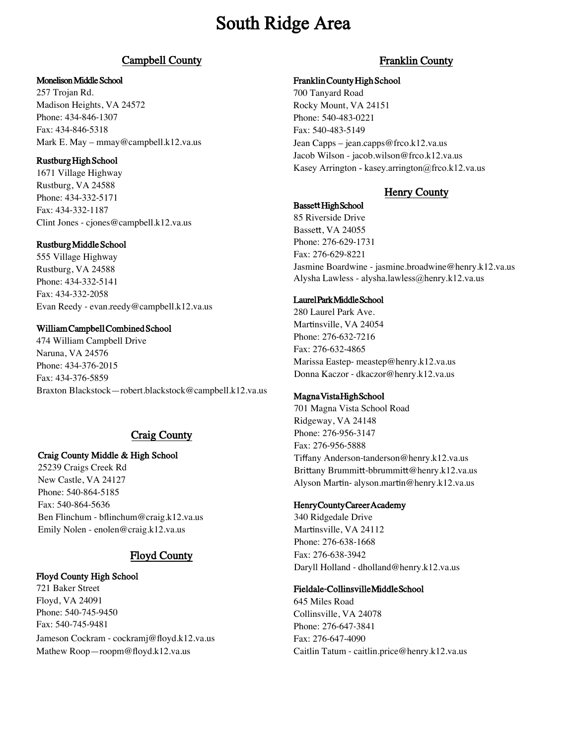# South Ridge Area

## Campbell County

**Monelison Middle School**
257 Trojan Rd.
Madison Heights, VA 24572
Phone: 434-846-1307
Fax: 434-846-5318
Mark E. May – mmay@campbell.k12.va.us

**Rustburg High School**
1671 Village Highway
Rustburg, VA 24588
Phone: 434-332-5171
Fax: 434-332-1187
Clint Jones - cjones@campbell.k12.va.us

**Rustburg Middle School**
555 Village Highway
Rustburg, VA 24588
Phone: 434-332-5141
Fax: 434-332-2058
Evan Reedy - evan.reedy@campbell.k12.va.us

**William Campbell Combined School**
474 William Campbell Drive
Naruna, VA 24576
Phone: 434-376-2015
Fax: 434-376-5859
Braxton Blackstock—robert.blackstock@campbell.k12.va.us

## Craig County

**Craig County Middle & High School**
25239 Craigs Creek Rd
New Castle, VA 24127
Phone: 540-864-5185
Fax: 540-864-5636
Ben Flinchum - bflinchum@craig.k12.va.us
Emily Nolen - enolen@craig.k12.va.us

## Floyd County

**Floyd County High School**
721 Baker Street
Floyd, VA 24091
Phone: 540-745-9450
Fax: 540-745-9481
Jameson Cockram - cockramj@floyd.k12.va.us
Mathew Roop—roopm@floyd.k12.va.us

## Franklin County

**Franklin County High School**
700 Tanyard Road
Rocky Mount, VA 24151
Phone: 540-483-0221
Fax: 540-483-5149
Jean Capps – jean.capps@frco.k12.va.us
Jacob Wilson - jacob.wilson@frco.k12.va.us
Kasey Arrington - kasey.arrington@frco.k12.va.us

## Henry County

**Bassett High School**
85 Riverside Drive
Bassett, VA 24055
Phone: 276-629-1731
Fax: 276-629-8221
Jasmine Boardwine - jasmine.broadwine@henry.k12.va.us
Alysha Lawless - alysha.lawless@henry.k12.va.us

**Laurel Park Middle School**
280 Laurel Park Ave.
Martinsville, VA 24054
Phone: 276-632-7216
Fax: 276-632-4865
Marissa Eastep- meastep@henry.k12.va.us
Donna Kaczor - dkaczor@henry.k12.va.us

**Magna Vista High School**
701 Magna Vista School Road
Ridgeway, VA 24148
Phone: 276-956-3147
Fax: 276-956-5888
Tiffany Anderson-tanderson@henry.k12.va.us
Brittany Brummitt-bbrummitt@henry.k12.va.us
Alyson Martin- alyson.martin@henry.k12.va.us

**Henry County Career Academy**
340 Ridgedale Drive
Martinsville, VA 24112
Phone: 276-638-1668
Fax: 276-638-3942
Daryll Holland - dholland@henry.k12.va.us

**Fieldale-Collinsville Middle School**
645 Miles Road
Collinsville, VA 24078
Phone: 276-647-3841
Fax: 276-647-4090
Caitlin Tatum - caitlin.price@henry.k12.va.us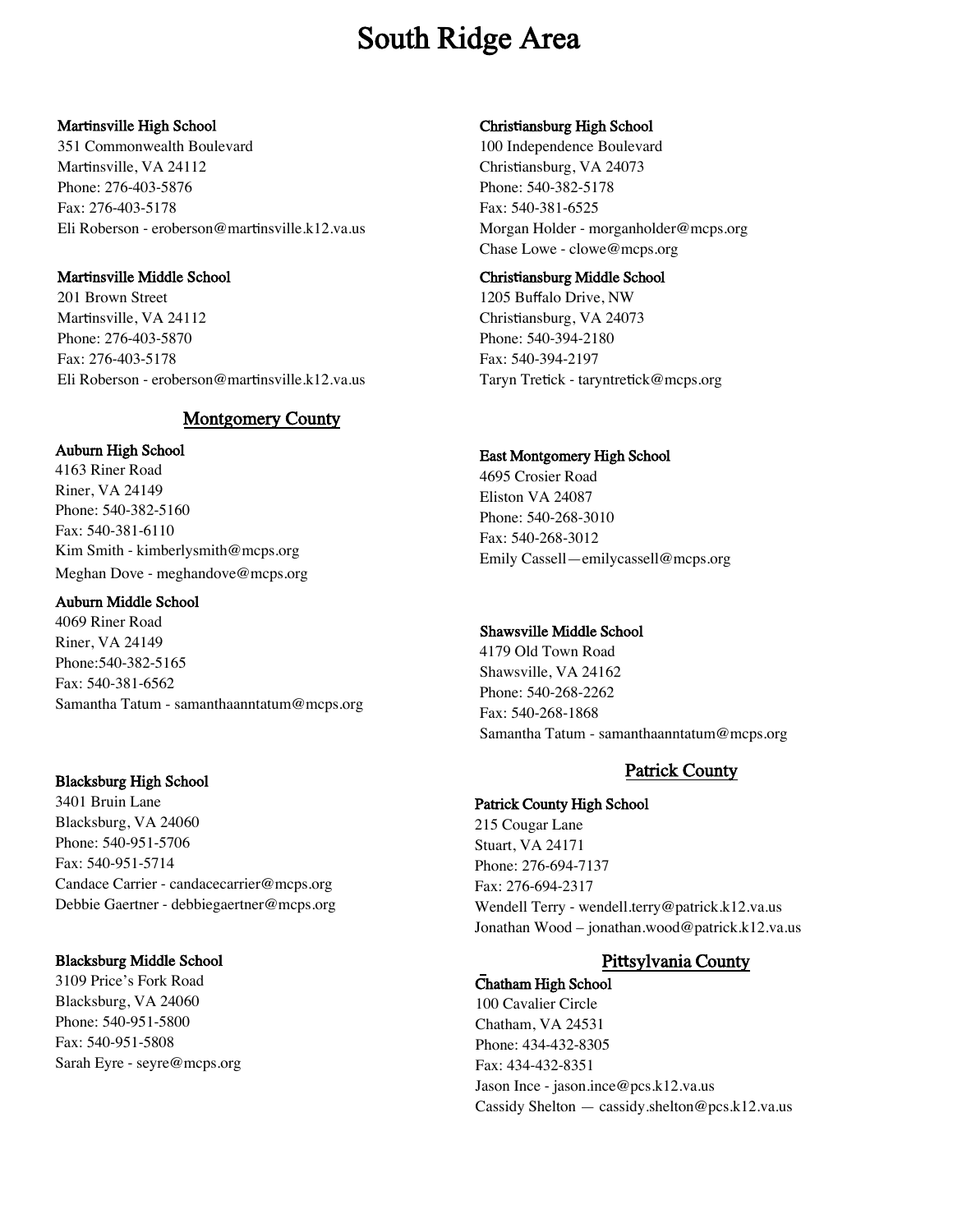# South Ridge Area

**Martinsville High School**
351 Commonwealth Boulevard
Martinsville, VA 24112
Phone: 276-403-5876
Fax: 276-403-5178
Eli Roberson - eroberson@martinsville.k12.va.us

**Martinsville Middle School**
201 Brown Street
Martinsville, VA 24112
Phone: 276-403-5870
Fax: 276-403-5178
Eli Roberson - eroberson@martinsville.k12.va.us

## Montgomery County

**Auburn High School**
4163 Riner Road
Riner, VA 24149
Phone: 540-382-5160
Fax: 540-381-6110
Kim Smith - kimberlysmith@mcps.org
Meghan Dove - meghandove@mcps.org

**Auburn Middle School**
4069 Riner Road
Riner, VA 24149
Phone:540-382-5165
Fax: 540-381-6562
Samantha Tatum - samanthaanntatum@mcps.org

**Blacksburg High School**
3401 Bruin Lane
Blacksburg, VA 24060
Phone: 540-951-5706
Fax: 540-951-5714
Candace Carrier - candacecarrier@mcps.org
Debbie Gaertner - debbiegaertner@mcps.org

**Blacksburg Middle School**
3109 Price's Fork Road
Blacksburg, VA 24060
Phone: 540-951-5800
Fax: 540-951-5808
Sarah Eyre - seyre@mcps.org

**Christiansburg High School**
100 Independence Boulevard
Christiansburg, VA 24073
Phone: 540-382-5178
Fax: 540-381-6525
Morgan Holder - morganholder@mcps.org
Chase Lowe - clowe@mcps.org

**Christiansburg Middle School**
1205 Buffalo Drive, NW
Christiansburg, VA 24073
Phone: 540-394-2180
Fax: 540-394-2197
Taryn Tretick - taryntretick@mcps.org

**East Montgomery High School**
4695 Crosier Road
Eliston VA 24087
Phone: 540-268-3010
Fax: 540-268-3012
Emily Cassell—emilycassell@mcps.org

**Shawsville Middle School**
4179 Old Town Road
Shawsville, VA 24162
Phone: 540-268-2262
Fax: 540-268-1868
Samantha Tatum - samanthaanntatum@mcps.org

## Patrick County

**Patrick County High School**
215 Cougar Lane
Stuart, VA 24171
Phone: 276-694-7137
Fax: 276-694-2317
Wendell Terry - wendell.terry@patrick.k12.va.us
Jonathan Wood – jonathan.wood@patrick.k12.va.us

## Pittsylvania County

**Chatham High School**
100 Cavalier Circle
Chatham, VA 24531
Phone: 434-432-8305
Fax: 434-432-8351
Jason Ince - jason.ince@pcs.k12.va.us
Cassidy Shelton — cassidy.shelton@pcs.k12.va.us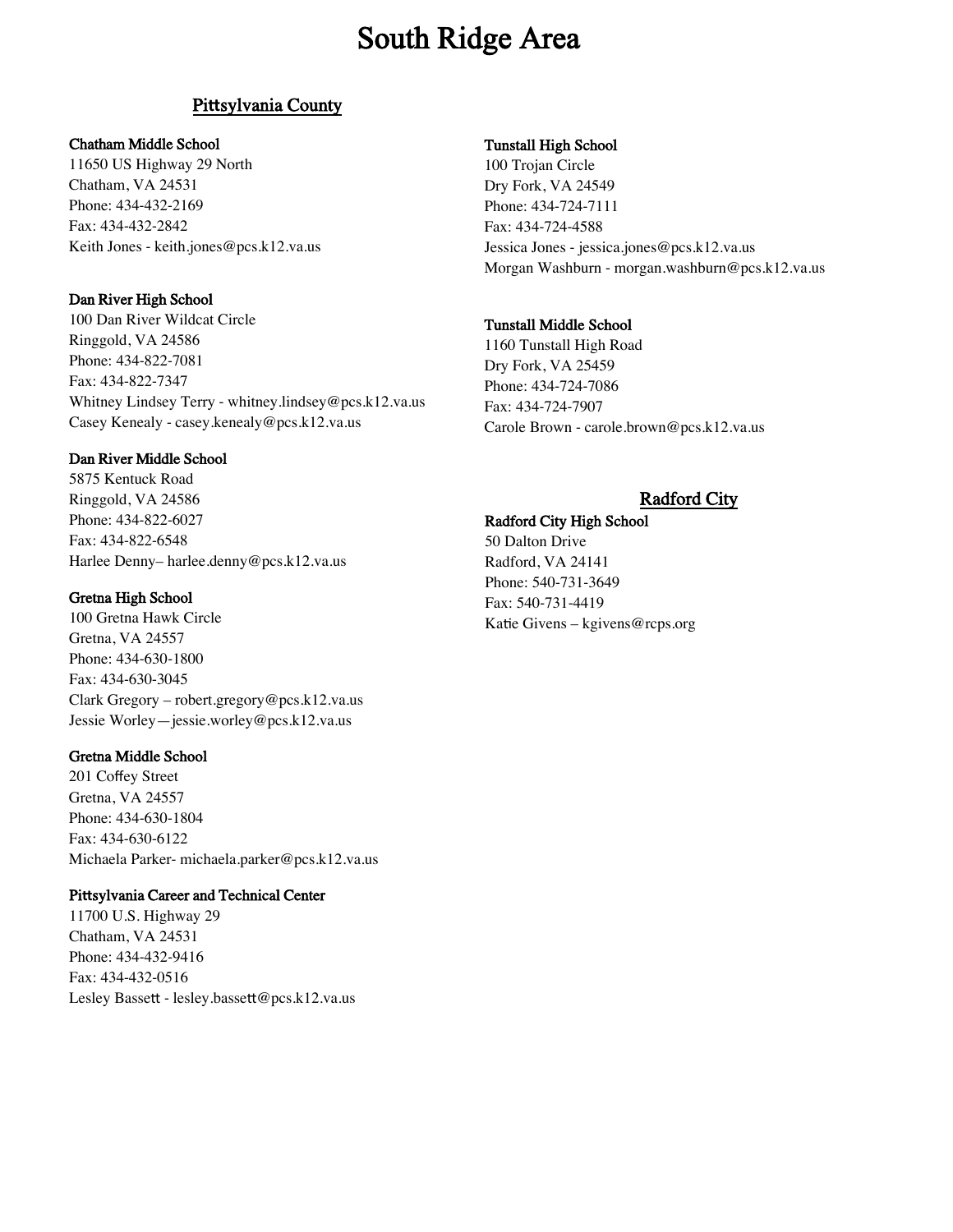# South Ridge Area

## Pittsylvania County

### Chatham Middle School

11650 US Highway 29 North
Chatham, VA 24531
Phone: 434-432-2169
Fax: 434-432-2842
Keith Jones - keith.jones@pcs.k12.va.us

### Dan River High School

100 Dan River Wildcat Circle
Ringgold, VA 24586
Phone: 434-822-7081
Fax: 434-822-7347
Whitney Lindsey Terry - whitney.lindsey@pcs.k12.va.us
Casey Kenealy - casey.kenealy@pcs.k12.va.us

### Dan River Middle School

5875 Kentuck Road
Ringgold, VA 24586
Phone: 434-822-6027
Fax: 434-822-6548
Harlee Denny– harlee.denny@pcs.k12.va.us

### Gretna High School

100 Gretna Hawk Circle
Gretna, VA 24557
Phone: 434-630-1800
Fax: 434-630-3045
Clark Gregory – robert.gregory@pcs.k12.va.us
Jessie Worley—jessie.worley@pcs.k12.va.us

### Gretna Middle School

201 Coffey Street
Gretna, VA 24557
Phone: 434-630-1804
Fax: 434-630-6122
Michaela Parker- michaela.parker@pcs.k12.va.us

### Pittsylvania Career and Technical Center

11700 U.S. Highway 29
Chatham, VA 24531
Phone: 434-432-9416
Fax: 434-432-0516
Lesley Bassett - lesley.bassett@pcs.k12.va.us

### Tunstall High School

100 Trojan Circle
Dry Fork, VA 24549
Phone: 434-724-7111
Fax: 434-724-4588
Jessica Jones - jessica.jones@pcs.k12.va.us
Morgan Washburn - morgan.washburn@pcs.k12.va.us

### Tunstall Middle School

1160 Tunstall High Road
Dry Fork, VA 25459
Phone: 434-724-7086
Fax: 434-724-7907
Carole Brown - carole.brown@pcs.k12.va.us

## Radford City

### Radford City High School

50 Dalton Drive
Radford, VA 24141
Phone: 540-731-3649
Fax: 540-731-4419
Katie Givens – kgivens@rcps.org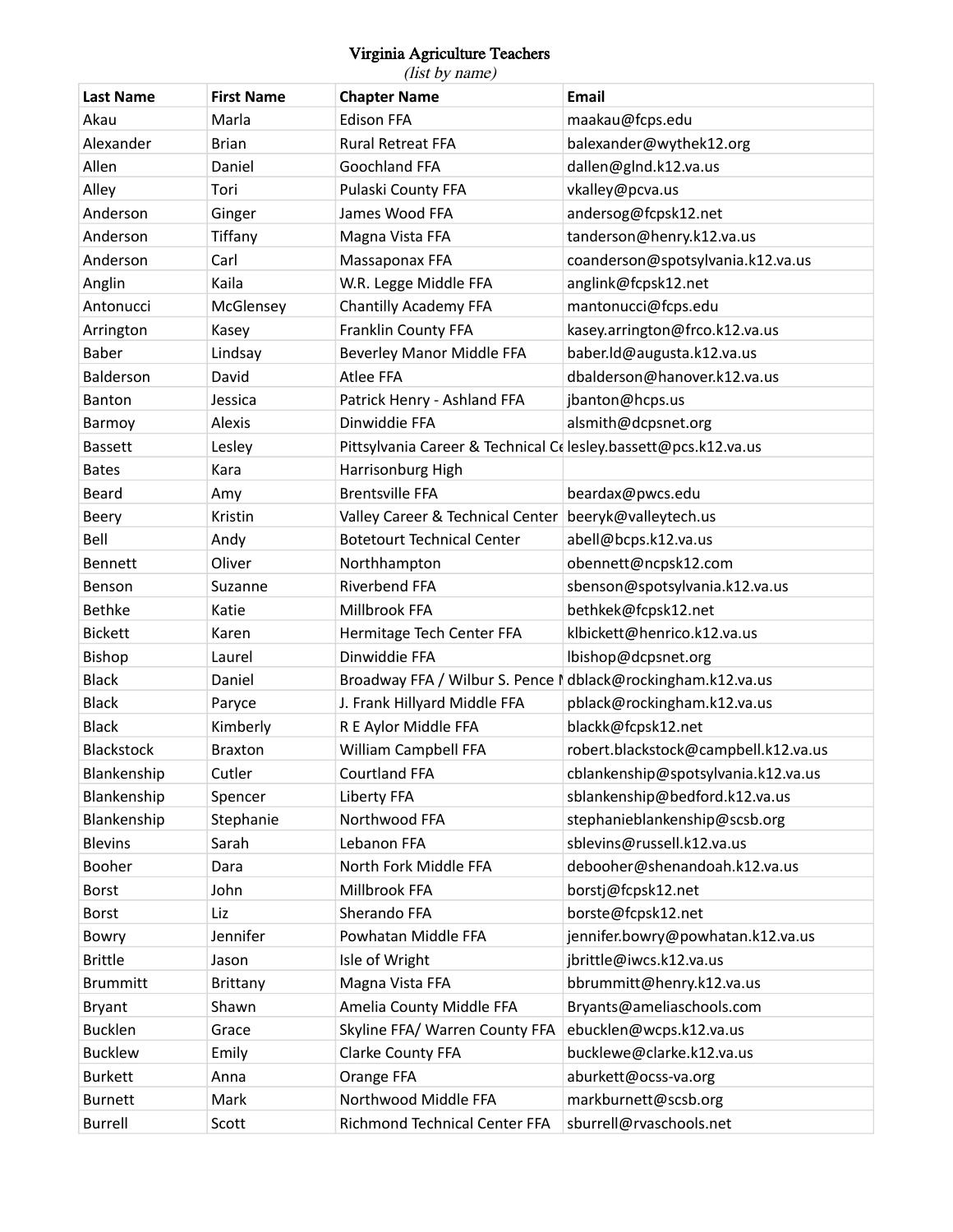# Virginia Agriculture Teachers

*(list by name)*

| Last Name | First Name | Chapter Name | Email |
|---|---|---|---|
| Akau | Marla | Edison FFA | maakau@fcps.edu |
| Alexander | Brian | Rural Retreat FFA | balexander@wythek12.org |
| Allen | Daniel | Goochland FFA | dallen@glnd.k12.va.us |
| Alley | Tori | Pulaski County FFA | vkalley@pcva.us |
| Anderson | Ginger | James Wood FFA | andersog@fcpsk12.net |
| Anderson | Tiffany | Magna Vista FFA | tanderson@henry.k12.va.us |
| Anderson | Carl | Massaponax FFA | coanderson@spotsylvania.k12.va.us |
| Anglin | Kaila | W.R. Legge Middle FFA | anglink@fcpsk12.net |
| Antonucci | McGlensey | Chantilly Academy FFA | mantonucci@fcps.edu |
| Arrington | Kasey | Franklin County FFA | kasey.arrington@frco.k12.va.us |
| Baber | Lindsay | Beverley Manor Middle FFA | baber.ld@augusta.k12.va.us |
| Balderson | David | Atlee FFA | dbalderson@hanover.k12.va.us |
| Banton | Jessica | Patrick Henry - Ashland FFA | jbanton@hcps.us |
| Barmoy | Alexis | Dinwiddie FFA | alsmith@dcpsnet.org |
| Bassett | Lesley | Pittsylvania Career & Technical Ce | lesley.bassett@pcs.k12.va.us |
| Bates | Kara | Harrisonburg High | |
| Beard | Amy | Brentsville FFA | beardax@pwcs.edu |
| Beery | Kristin | Valley Career & Technical Center | beeryk@valleytech.us |
| Bell | Andy | Botetourt Technical Center | abell@bcps.k12.va.us |
| Bennett | Oliver | Northhampton | obennett@ncpsk12.com |
| Benson | Suzanne | Riverbend FFA | sbenson@spotsylvania.k12.va.us |
| Bethke | Katie | Millbrook FFA | bethkek@fcpsk12.net |
| Bickett | Karen | Hermitage Tech Center FFA | klbickett@henrico.k12.va.us |
| Bishop | Laurel | Dinwiddie FFA | lbishop@dcpsnet.org |
| Black | Daniel | Broadway FFA / Wilbur S. Pence M | dblack@rockingham.k12.va.us |
| Black | Paryce | J. Frank Hillyard Middle FFA | pblack@rockingham.k12.va.us |
| Black | Kimberly | R E Aylor Middle FFA | blackk@fcpsk12.net |
| Blackstock | Braxton | William Campbell FFA | robert.blackstock@campbell.k12.va.us |
| Blankenship | Cutler | Courtland FFA | cblankenship@spotsylvania.k12.va.us |
| Blankenship | Spencer | Liberty FFA | sblankenship@bedford.k12.va.us |
| Blankenship | Stephanie | Northwood FFA | stephanieblankenship@scsb.org |
| Blevins | Sarah | Lebanon FFA | sblevins@russell.k12.va.us |
| Booher | Dara | North Fork Middle FFA | debooher@shenandoah.k12.va.us |
| Borst | John | Millbrook FFA | borstj@fcpsk12.net |
| Borst | Liz | Sherando FFA | borste@fcpsk12.net |
| Bowry | Jennifer | Powhatan Middle FFA | jennifer.bowry@powhatan.k12.va.us |
| Brittle | Jason | Isle of Wright | jbrittle@iwcs.k12.va.us |
| Brummitt | Brittany | Magna Vista FFA | bbrummitt@henry.k12.va.us |
| Bryant | Shawn | Amelia County Middle FFA | Bryants@ameliaschools.com |
| Bucklen | Grace | Skyline FFA/ Warren County FFA | ebucklen@wcps.k12.va.us |
| Bucklew | Emily | Clarke County FFA | bucklewe@clarke.k12.va.us |
| Burkett | Anna | Orange FFA | aburkett@ocss-va.org |
| Burnett | Mark | Northwood Middle FFA | markburnett@scsb.org |
| Burrell | Scott | Richmond Technical Center FFA | sburrell@rvaschools.net |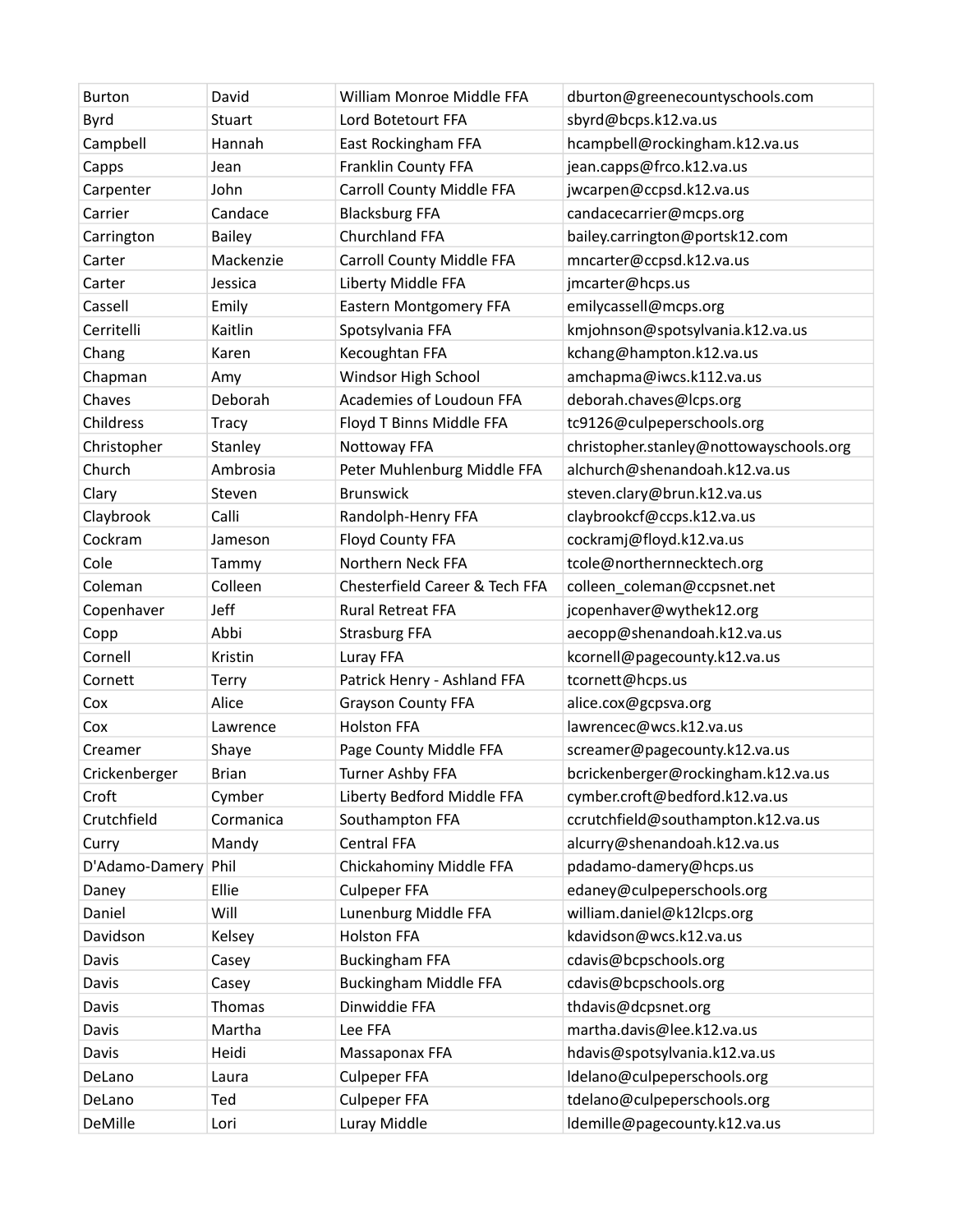| Burton | David | William Monroe Middle FFA | dburton@greenecountyschools.com |
|---|---|---|---|
| Byrd | Stuart | Lord Botetourt FFA | sbyrd@bcps.k12.va.us |
| Campbell | Hannah | East Rockingham FFA | hcampbell@rockingham.k12.va.us |
| Capps | Jean | Franklin County FFA | jean.capps@frco.k12.va.us |
| Carpenter | John | Carroll County Middle FFA | jwcarpen@ccpsd.k12.va.us |
| Carrier | Candace | Blacksburg FFA | candacecarrier@mcps.org |
| Carrington | Bailey | Churchland FFA | bailey.carrington@portsk12.com |
| Carter | Mackenzie | Carroll County Middle FFA | mncarter@ccpsd.k12.va.us |
| Carter | Jessica | Liberty Middle FFA | jmcarter@hcps.us |
| Cassell | Emily | Eastern Montgomery FFA | emilycassell@mcps.org |
| Cerritelli | Kaitlin | Spotsylvania FFA | kmjohnson@spotsylvania.k12.va.us |
| Chang | Karen | Kecoughtan FFA | kchang@hampton.k12.va.us |
| Chapman | Amy | Windsor High School | amchapma@iwcs.k112.va.us |
| Chaves | Deborah | Academies of Loudoun FFA | deborah.chaves@lcps.org |
| Childress | Tracy | Floyd T Binns Middle FFA | tc9126@culpeperschools.org |
| Christopher | Stanley | Nottoway FFA | christopher.stanley@nottowayschools.org |
| Church | Ambrosia | Peter Muhlenburg Middle FFA | alchurch@shenandoah.k12.va.us |
| Clary | Steven | Brunswick | steven.clary@brun.k12.va.us |
| Claybrook | Calli | Randolph-Henry FFA | claybrookcf@ccps.k12.va.us |
| Cockram | Jameson | Floyd County FFA | cockramj@floyd.k12.va.us |
| Cole | Tammy | Northern Neck FFA | tcole@northernnecktech.org |
| Coleman | Colleen | Chesterfield Career & Tech FFA | colleen_coleman@ccpsnet.net |
| Copenhaver | Jeff | Rural Retreat FFA | jcopenhaver@wythek12.org |
| Copp | Abbi | Strasburg FFA | aecopp@shenandoah.k12.va.us |
| Cornell | Kristin | Luray FFA | kcornell@pagecounty.k12.va.us |
| Cornett | Terry | Patrick Henry - Ashland FFA | tcornett@hcps.us |
| Cox | Alice | Grayson County FFA | alice.cox@gcpsva.org |
| Cox | Lawrence | Holston FFA | lawrencec@wcs.k12.va.us |
| Creamer | Shaye | Page County Middle FFA | screamer@pagecounty.k12.va.us |
| Crickenberger | Brian | Turner Ashby FFA | bcrickenberger@rockingham.k12.va.us |
| Croft | Cymber | Liberty Bedford Middle FFA | cymber.croft@bedford.k12.va.us |
| Crutchfield | Cormanica | Southampton FFA | ccrutchfield@southampton.k12.va.us |
| Curry | Mandy | Central FFA | alcurry@shenandoah.k12.va.us |
| D'Adamo-Damery | Phil | Chickahominy Middle FFA | pdadamo-damery@hcps.us |
| Daney | Ellie | Culpeper FFA | edaney@culpeperschools.org |
| Daniel | Will | Lunenburg Middle FFA | william.daniel@k12lcps.org |
| Davidson | Kelsey | Holston FFA | kdavidson@wcs.k12.va.us |
| Davis | Casey | Buckingham FFA | cdavis@bcpschools.org |
| Davis | Casey | Buckingham Middle FFA | cdavis@bcpschools.org |
| Davis | Thomas | Dinwiddie FFA | thdavis@dcpsnet.org |
| Davis | Martha | Lee FFA | martha.davis@lee.k12.va.us |
| Davis | Heidi | Massaponax FFA | hdavis@spotsylvania.k12.va.us |
| DeLano | Laura | Culpeper FFA | ldelano@culpeperschools.org |
| DeLano | Ted | Culpeper FFA | tdelano@culpeperschools.org |
| DeMille | Lori | Luray Middle | ldemille@pagecounty.k12.va.us |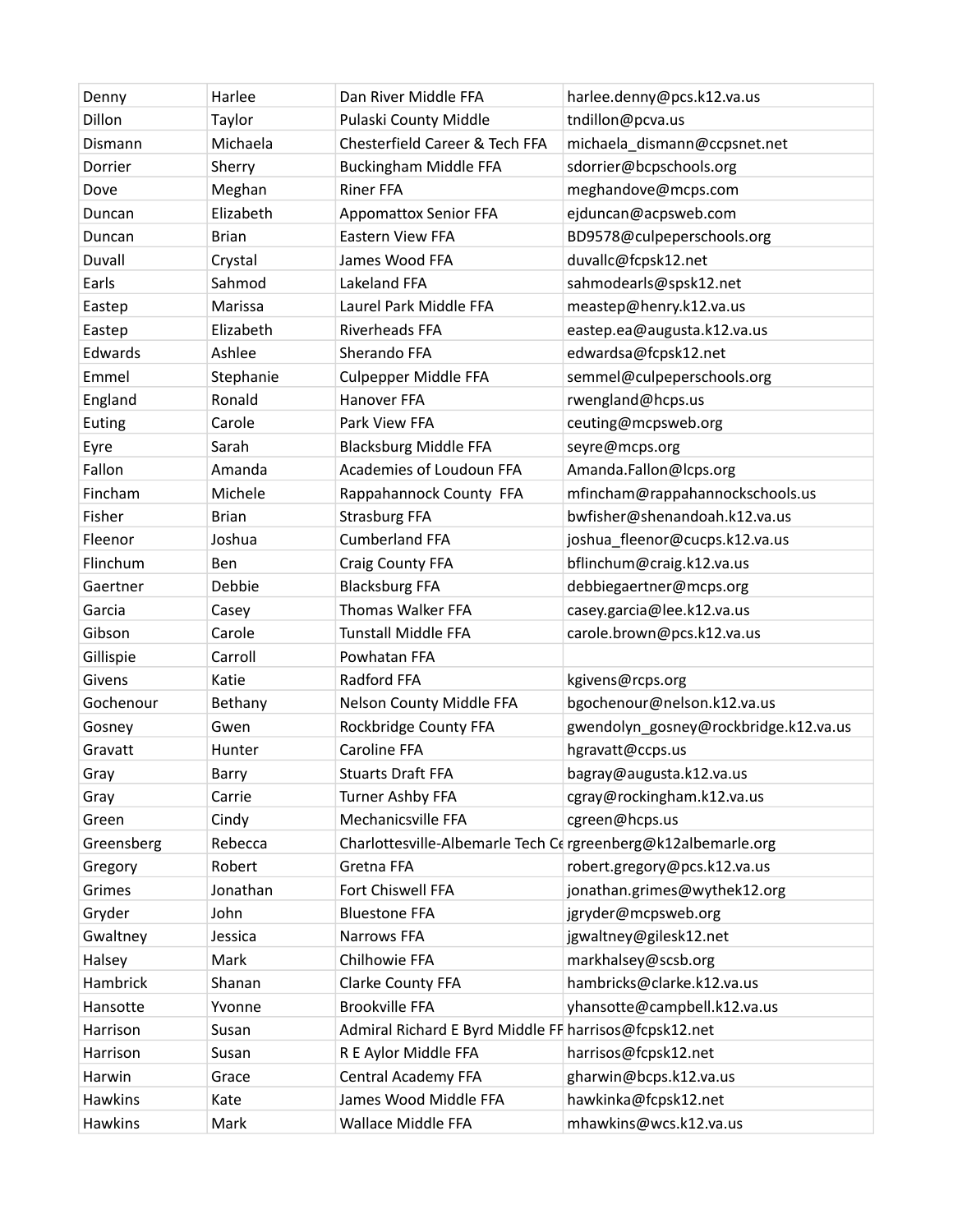| | | | |
|---|---|---|---|
| Denny | Harlee | Dan River Middle FFA | harlee.denny@pcs.k12.va.us |
| Dillon | Taylor | Pulaski County Middle | tndillon@pcva.us |
| Dismann | Michaela | Chesterfield Career & Tech FFA | michaela_dismann@ccpsnet.net |
| Dorrier | Sherry | Buckingham Middle FFA | sdorrier@bcpschools.org |
| Dove | Meghan | Riner FFA | meghandove@mcps.com |
| Duncan | Elizabeth | Appomattox Senior FFA | ejduncan@acpsweb.com |
| Duncan | Brian | Eastern View FFA | BD9578@culpeperschools.org |
| Duvall | Crystal | James Wood FFA | duvallc@fcpsk12.net |
| Earls | Sahmod | Lakeland FFA | sahmodearls@spsk12.net |
| Eastep | Marissa | Laurel Park Middle FFA | meastep@henry.k12.va.us |
| Eastep | Elizabeth | Riverheads FFA | eastep.ea@augusta.k12.va.us |
| Edwards | Ashlee | Sherando FFA | edwardsa@fcpsk12.net |
| Emmel | Stephanie | Culpepper Middle FFA | semmel@culpeperschools.org |
| England | Ronald | Hanover FFA | rwengland@hcps.us |
| Euting | Carole | Park View FFA | ceuting@mcpsweb.org |
| Eyre | Sarah | Blacksburg Middle FFA | seyre@mcps.org |
| Fallon | Amanda | Academies of Loudoun FFA | Amanda.Fallon@lcps.org |
| Fincham | Michele | Rappahannock County  FFA | mfincham@rappahannockschools.us |
| Fisher | Brian | Strasburg FFA | bwfisher@shenandoah.k12.va.us |
| Fleenor | Joshua | Cumberland FFA | joshua_fleenor@cucps.k12.va.us |
| Flinchum | Ben | Craig County FFA | bflinchum@craig.k12.va.us |
| Gaertner | Debbie | Blacksburg FFA | debbiegaertner@mcps.org |
| Garcia | Casey | Thomas Walker FFA | casey.garcia@lee.k12.va.us |
| Gibson | Carole | Tunstall Middle FFA | carole.brown@pcs.k12.va.us |
| Gillispie | Carroll | Powhatan FFA | |
| Givens | Katie | Radford FFA | kgivens@rcps.org |
| Gochenour | Bethany | Nelson County Middle FFA | bgochenour@nelson.k12.va.us |
| Gosney | Gwen | Rockbridge County FFA | gwendolyn_gosney@rockbridge.k12.va.us |
| Gravatt | Hunter | Caroline FFA | hgravatt@ccps.us |
| Gray | Barry | Stuarts Draft FFA | bagray@augusta.k12.va.us |
| Gray | Carrie | Turner Ashby FFA | cgray@rockingham.k12.va.us |
| Green | Cindy | Mechanicsville FFA | cgreen@hcps.us |
| Greensberg | Rebecca | Charlottesville-Albemarle Tech Ce | rgreenberg@k12albemarle.org |
| Gregory | Robert | Gretna FFA | robert.gregory@pcs.k12.va.us |
| Grimes | Jonathan | Fort Chiswell FFA | jonathan.grimes@wythek12.org |
| Gryder | John | Bluestone FFA | jgryder@mcpsweb.org |
| Gwaltney | Jessica | Narrows FFA | jgwaltney@gilesk12.net |
| Halsey | Mark | Chilhowie FFA | markhalsey@scsb.org |
| Hambrick | Shanan | Clarke County FFA | hambricks@clarke.k12.va.us |
| Hansotte | Yvonne | Brookville FFA | yhansotte@campbell.k12.va.us |
| Harrison | Susan | Admiral Richard E Byrd Middle FF | harrisos@fcpsk12.net |
| Harrison | Susan | R E Aylor Middle FFA | harrisos@fcpsk12.net |
| Harwin | Grace | Central Academy FFA | gharwin@bcps.k12.va.us |
| Hawkins | Kate | James Wood Middle FFA | hawkinka@fcpsk12.net |
| Hawkins | Mark | Wallace Middle FFA | mhawkins@wcs.k12.va.us |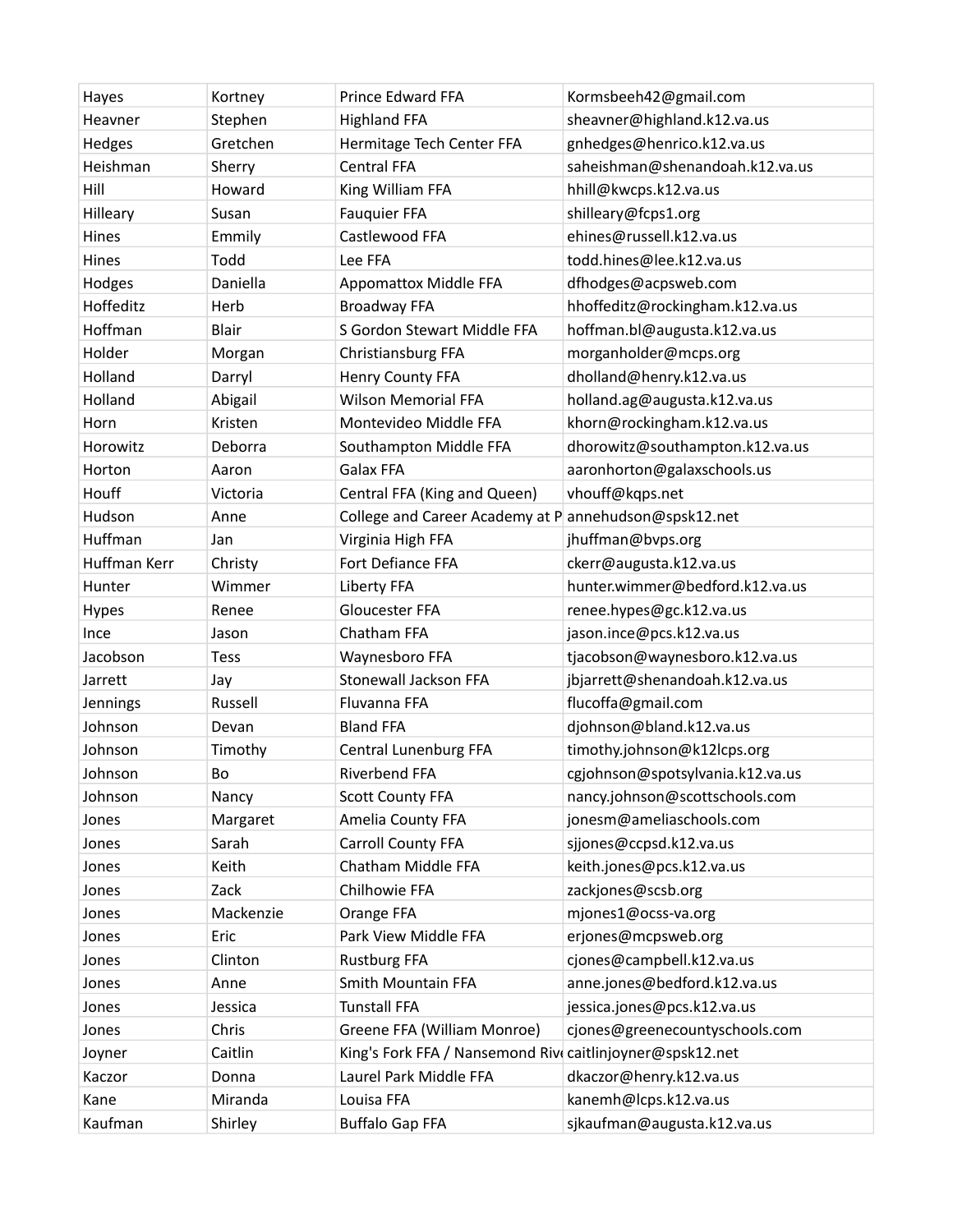| Hayes | Kortney | Prince Edward FFA | Kormsbeeh42@gmail.com |
|---|---|---|---|
| Heavner | Stephen | Highland FFA | sheavner@highland.k12.va.us |
| Hedges | Gretchen | Hermitage Tech Center FFA | gnhedges@henrico.k12.va.us |
| Heishman | Sherry | Central FFA | saheishman@shenandoah.k12.va.us |
| Hill | Howard | King William FFA | hhill@kwcps.k12.va.us |
| Hilleary | Susan | Fauquier FFA | shilleary@fcps1.org |
| Hines | Emmily | Castlewood FFA | ehines@russell.k12.va.us |
| Hines | Todd | Lee FFA | todd.hines@lee.k12.va.us |
| Hodges | Daniella | Appomattox Middle FFA | dfhodges@acpsweb.com |
| Hoffeditz | Herb | Broadway FFA | hhoffeditz@rockingham.k12.va.us |
| Hoffman | Blair | S Gordon Stewart Middle FFA | hoffman.bl@augusta.k12.va.us |
| Holder | Morgan | Christiansburg FFA | morganholder@mcps.org |
| Holland | Darryl | Henry County FFA | dholland@henry.k12.va.us |
| Holland | Abigail | Wilson Memorial FFA | holland.ag@augusta.k12.va.us |
| Horn | Kristen | Montevideo Middle FFA | khorn@rockingham.k12.va.us |
| Horowitz | Deborra | Southampton Middle FFA | dhorowitz@southampton.k12.va.us |
| Horton | Aaron | Galax FFA | aaronhorton@galaxschools.us |
| Houff | Victoria | Central FFA (King and Queen) | vhouff@kqps.net |
| Hudson | Anne | College and Career Academy at P | annehudson@spsk12.net |
| Huffman | Jan | Virginia High FFA | jhuffman@bvps.org |
| Huffman Kerr | Christy | Fort Defiance FFA | ckerr@augusta.k12.va.us |
| Hunter | Wimmer | Liberty FFA | hunter.wimmer@bedford.k12.va.us |
| Hypes | Renee | Gloucester FFA | renee.hypes@gc.k12.va.us |
| Ince | Jason | Chatham FFA | jason.ince@pcs.k12.va.us |
| Jacobson | Tess | Waynesboro FFA | tjacobson@waynesboro.k12.va.us |
| Jarrett | Jay | Stonewall Jackson FFA | jbjarrett@shenandoah.k12.va.us |
| Jennings | Russell | Fluvanna FFA | flucoffa@gmail.com |
| Johnson | Devan | Bland FFA | djohnson@bland.k12.va.us |
| Johnson | Timothy | Central Lunenburg FFA | timothy.johnson@k12lcps.org |
| Johnson | Bo | Riverbend FFA | cgjohnson@spotsylvania.k12.va.us |
| Johnson | Nancy | Scott County FFA | nancy.johnson@scottschools.com |
| Jones | Margaret | Amelia County FFA | jonesm@ameliaschools.com |
| Jones | Sarah | Carroll County FFA | sjjones@ccpsd.k12.va.us |
| Jones | Keith | Chatham Middle FFA | keith.jones@pcs.k12.va.us |
| Jones | Zack | Chilhowie FFA | zackjones@scsb.org |
| Jones | Mackenzie | Orange FFA | mjones1@ocss-va.org |
| Jones | Eric | Park View Middle FFA | erjones@mcpsweb.org |
| Jones | Clinton | Rustburg FFA | cjones@campbell.k12.va.us |
| Jones | Anne | Smith Mountain FFA | anne.jones@bedford.k12.va.us |
| Jones | Jessica | Tunstall FFA | jessica.jones@pcs.k12.va.us |
| Jones | Chris | Greene FFA (William Monroe) | cjones@greenecountyschools.com |
| Joyner | Caitlin | King's Fork FFA / Nansemond Rive | caitlinjoyner@spsk12.net |
| Kaczor | Donna | Laurel Park Middle FFA | dkaczor@henry.k12.va.us |
| Kane | Miranda | Louisa FFA | kanemh@lcps.k12.va.us |
| Kaufman | Shirley | Buffalo Gap FFA | sjkaufman@augusta.k12.va.us |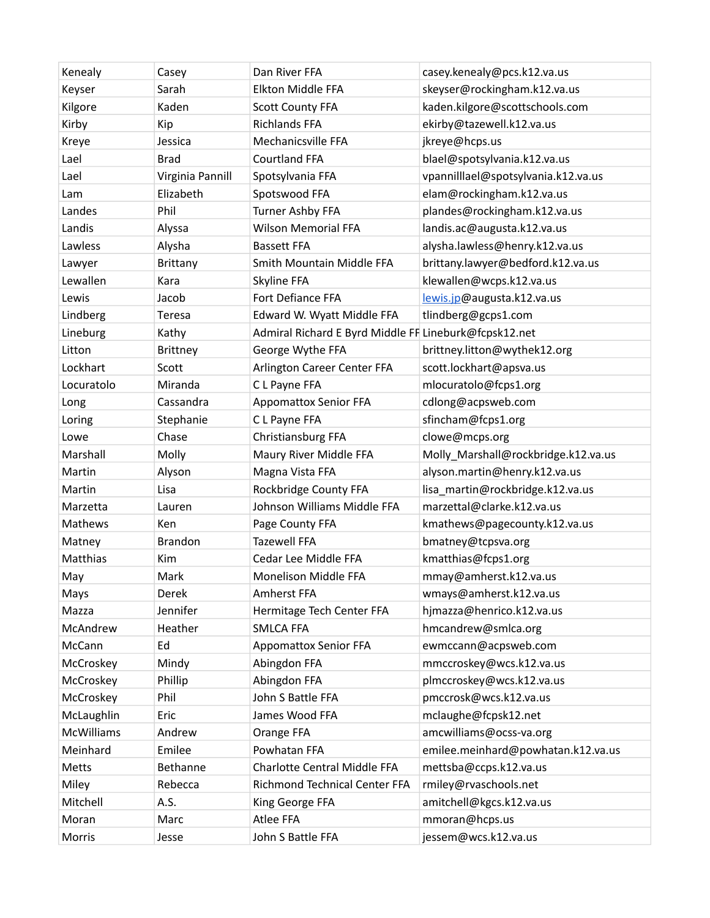| Kenealy | Casey | Dan River FFA | casey.kenealy@pcs.k12.va.us |
|---|---|---|---|
| Keyser | Sarah | Elkton Middle FFA | skeyser@rockingham.k12.va.us |
| Kilgore | Kaden | Scott County FFA | kaden.kilgore@scottschools.com |
| Kirby | Kip | Richlands FFA | ekirby@tazewell.k12.va.us |
| Kreye | Jessica | Mechanicsville FFA | jkreye@hcps.us |
| Lael | Brad | Courtland FFA | blael@spotsylvania.k12.va.us |
| Lael | Virginia Pannill | Spotsylvania FFA | vpannilllael@spotsylvania.k12.va.us |
| Lam | Elizabeth | Spotswood FFA | elam@rockingham.k12.va.us |
| Landes | Phil | Turner Ashby FFA | plandes@rockingham.k12.va.us |
| Landis | Alyssa | Wilson Memorial FFA | landis.ac@augusta.k12.va.us |
| Lawless | Alysha | Bassett FFA | alysha.lawless@henry.k12.va.us |
| Lawyer | Brittany | Smith Mountain Middle FFA | brittany.lawyer@bedford.k12.va.us |
| Lewallen | Kara | Skyline FFA | klewallen@wcps.k12.va.us |
| Lewis | Jacob | Fort Defiance FFA | lewis.jp@augusta.k12.va.us |
| Lindberg | Teresa | Edward W. Wyatt Middle FFA | tlindberg@gcps1.com |
| Lineburg | Kathy | Admiral Richard E Byrd Middle FF | Lineburk@fcpsk12.net |
| Litton | Brittney | George Wythe FFA | brittney.litton@wythek12.org |
| Lockhart | Scott | Arlington Career Center FFA | scott.lockhart@apsva.us |
| Locuratolo | Miranda | C L Payne FFA | mlocuratolo@fcps1.org |
| Long | Cassandra | Appomattox Senior FFA | cdlong@acpsweb.com |
| Loring | Stephanie | C L Payne FFA | sfincham@fcps1.org |
| Lowe | Chase | Christiansburg FFA | clowe@mcps.org |
| Marshall | Molly | Maury River Middle FFA | Molly_Marshall@rockbridge.k12.va.us |
| Martin | Alyson | Magna Vista FFA | alyson.martin@henry.k12.va.us |
| Martin | Lisa | Rockbridge County FFA | lisa_martin@rockbridge.k12.va.us |
| Marzetta | Lauren | Johnson Williams Middle FFA | marzettal@clarke.k12.va.us |
| Mathews | Ken | Page County FFA | kmathews@pagecounty.k12.va.us |
| Matney | Brandon | Tazewell FFA | bmatney@tcpsva.org |
| Matthias | Kim | Cedar Lee Middle FFA | kmatthias@fcps1.org |
| May | Mark | Monelison Middle FFA | mmay@amherst.k12.va.us |
| Mays | Derek | Amherst FFA | wmays@amherst.k12.va.us |
| Mazza | Jennifer | Hermitage Tech Center FFA | hjmazza@henrico.k12.va.us |
| McAndrew | Heather | SMLCA FFA | hmcandrew@smlca.org |
| McCann | Ed | Appomattox Senior FFA | ewmccann@acpsweb.com |
| McCroskey | Mindy | Abingdon FFA | mmccroskey@wcs.k12.va.us |
| McCroskey | Phillip | Abingdon FFA | plmccroskey@wcs.k12.va.us |
| McCroskey | Phil | John S Battle FFA | pmccrosk@wcs.k12.va.us |
| McLaughlin | Eric | James Wood FFA | mclaughe@fcpsk12.net |
| McWilliams | Andrew | Orange FFA | amcwilliams@ocss-va.org |
| Meinhard | Emilee | Powhatan FFA | emilee.meinhard@powhatan.k12.va.us |
| Metts | Bethanne | Charlotte Central Middle FFA | mettsba@ccps.k12.va.us |
| Miley | Rebecca | Richmond Technical Center FFA | rmiley@rvaschools.net |
| Mitchell | A.S. | King George FFA | amitchell@kgcs.k12.va.us |
| Moran | Marc | Atlee FFA | mmoran@hcps.us |
| Morris | Jesse | John S Battle FFA | jessem@wcs.k12.va.us |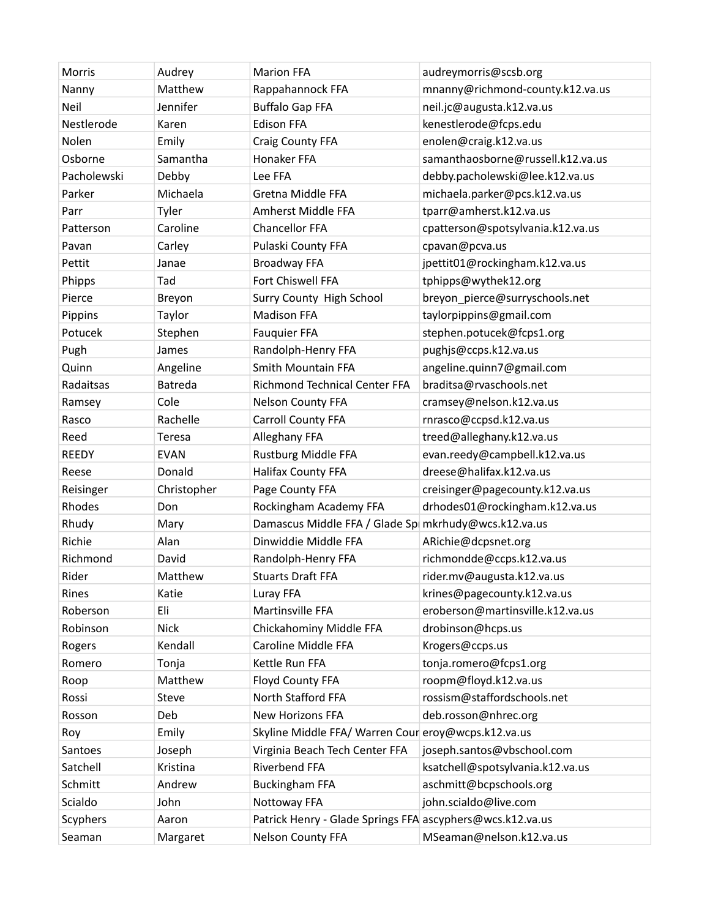| Morris | Audrey | Marion FFA | audreymorris@scsb.org |
|---|---|---|---|
| Nanny | Matthew | Rappahannock FFA | mnanny@richmond-county.k12.va.us |
| Neil | Jennifer | Buffalo Gap FFA | neil.jc@augusta.k12.va.us |
| Nestlerode | Karen | Edison FFA | kenestlerode@fcps.edu |
| Nolen | Emily | Craig County FFA | enolen@craig.k12.va.us |
| Osborne | Samantha | Honaker FFA | samanthaosborne@russell.k12.va.us |
| Pacholewski | Debby | Lee FFA | debby.pacholewski@lee.k12.va.us |
| Parker | Michaela | Gretna Middle FFA | michaela.parker@pcs.k12.va.us |
| Parr | Tyler | Amherst Middle FFA | tparr@amherst.k12.va.us |
| Patterson | Caroline | Chancellor FFA | cpatterson@spotsylvania.k12.va.us |
| Pavan | Carley | Pulaski County FFA | cpavan@pcva.us |
| Pettit | Janae | Broadway FFA | jpettit01@rockingham.k12.va.us |
| Phipps | Tad | Fort Chiswell FFA | tphipps@wythek12.org |
| Pierce | Breyon | Surry County  High School | breyon_pierce@surryschools.net |
| Pippins | Taylor | Madison FFA | taylorpippins@gmail.com |
| Potucek | Stephen | Fauquier FFA | stephen.potucek@fcps1.org |
| Pugh | James | Randolph-Henry FFA | pughjs@ccps.k12.va.us |
| Quinn | Angeline | Smith Mountain FFA | angeline.quinn7@gmail.com |
| Radaitsas | Batreda | Richmond Technical Center FFA | braditsa@rvaschools.net |
| Ramsey | Cole | Nelson County FFA | cramsey@nelson.k12.va.us |
| Rasco | Rachelle | Carroll County FFA | rnrasco@ccpsd.k12.va.us |
| Reed | Teresa | Alleghany FFA | treed@alleghany.k12.va.us |
| REEDY | EVAN | Rustburg Middle FFA | evan.reedy@campbell.k12.va.us |
| Reese | Donald | Halifax County FFA | dreese@halifax.k12.va.us |
| Reisinger | Christopher | Page County FFA | creisinger@pagecounty.k12.va.us |
| Rhodes | Don | Rockingham Academy FFA | drhodes01@rockingham.k12.va.us |
| Rhudy | Mary | Damascus Middle FFA / Glade Spr | mkrhudy@wcs.k12.va.us |
| Richie | Alan | Dinwiddie Middle FFA | ARichie@dcpsnet.org |
| Richmond | David | Randolph-Henry FFA | richmondde@ccps.k12.va.us |
| Rider | Matthew | Stuarts Draft FFA | rider.mv@augusta.k12.va.us |
| Rines | Katie | Luray FFA | krines@pagecounty.k12.va.us |
| Roberson | Eli | Martinsville FFA | eroberson@martinsville.k12.va.us |
| Robinson | Nick | Chickahominy Middle FFA | drobinson@hcps.us |
| Rogers | Kendall | Caroline Middle FFA | Krogers@ccps.us |
| Romero | Tonja | Kettle Run FFA | tonja.romero@fcps1.org |
| Roop | Matthew | Floyd County FFA | roopm@floyd.k12.va.us |
| Rossi | Steve | North Stafford FFA | rossism@staffordschools.net |
| Rosson | Deb | New Horizons FFA | deb.rosson@nhrec.org |
| Roy | Emily | Skyline Middle FFA/ Warren Cour | eroy@wcps.k12.va.us |
| Santoes | Joseph | Virginia Beach Tech Center FFA | joseph.santos@vbschool.com |
| Satchell | Kristina | Riverbend FFA | ksatchell@spotsylvania.k12.va.us |
| Schmitt | Andrew | Buckingham FFA | aschmitt@bcpschools.org |
| Scialdo | John | Nottoway FFA | john.scialdo@live.com |
| Scyphers | Aaron | Patrick Henry - Glade Springs FFA | ascyphers@wcs.k12.va.us |
| Seaman | Margaret | Nelson County FFA | MSeaman@nelson.k12.va.us |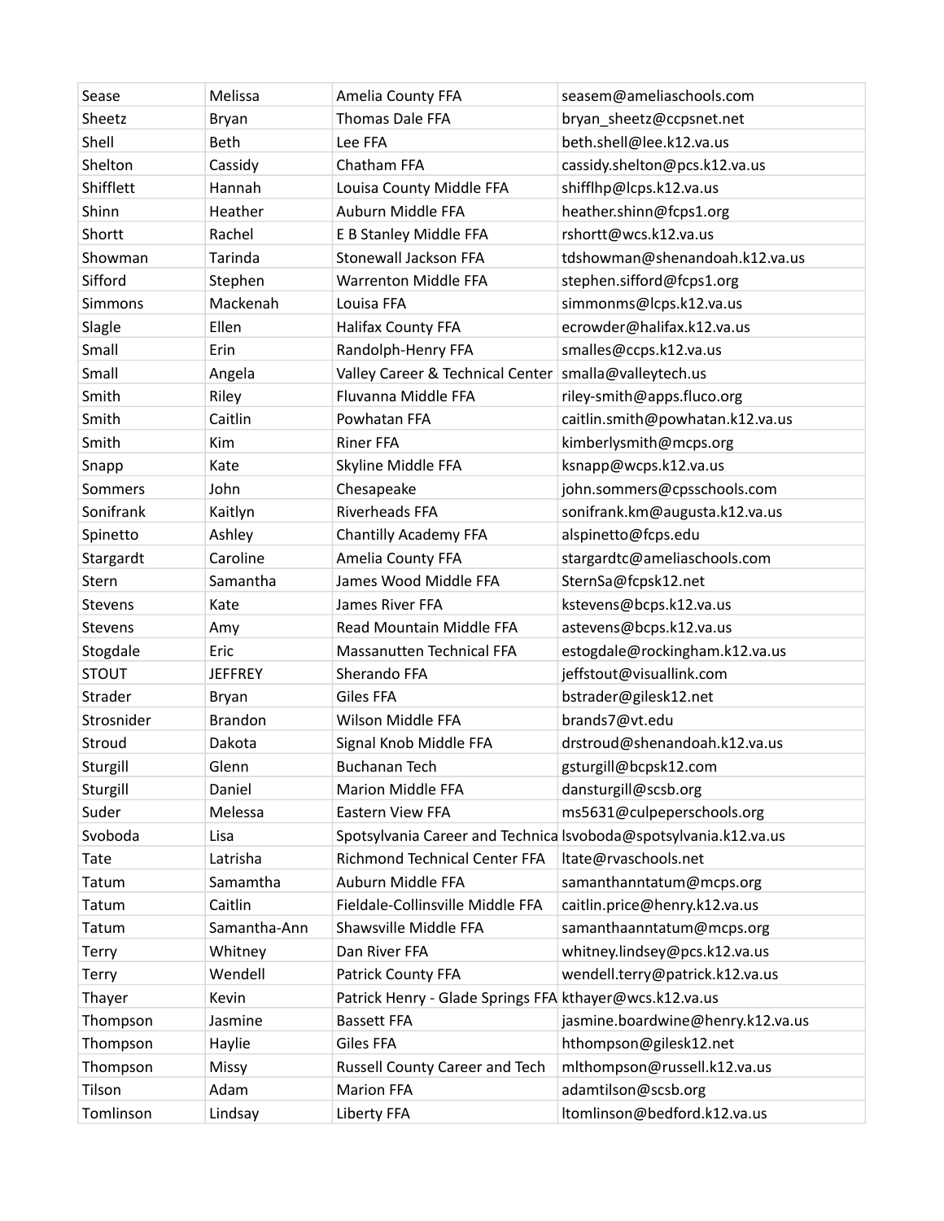| Sease | Melissa | Amelia County FFA | seasem@ameliaschools.com |
|---|---|---|---|
| Sheetz | Bryan | Thomas Dale FFA | bryan_sheetz@ccpsnet.net |
| Shell | Beth | Lee FFA | beth.shell@lee.k12.va.us |
| Shelton | Cassidy | Chatham FFA | cassidy.shelton@pcs.k12.va.us |
| Shifflett | Hannah | Louisa County Middle FFA | shifflhp@lcps.k12.va.us |
| Shinn | Heather | Auburn Middle FFA | heather.shinn@fcps1.org |
| Shortt | Rachel | E B Stanley Middle FFA | rshortt@wcs.k12.va.us |
| Showman | Tarinda | Stonewall Jackson FFA | tdshowman@shenandoah.k12.va.us |
| Sifford | Stephen | Warrenton Middle FFA | stephen.sifford@fcps1.org |
| Simmons | Mackenah | Louisa FFA | simmonms@lcps.k12.va.us |
| Slagle | Ellen | Halifax County FFA | ecrowder@halifax.k12.va.us |
| Small | Erin | Randolph-Henry FFA | smalles@ccps.k12.va.us |
| Small | Angela | Valley Career & Technical Center | smalla@valleytech.us |
| Smith | Riley | Fluvanna Middle FFA | riley-smith@apps.fluco.org |
| Smith | Caitlin | Powhatan FFA | caitlin.smith@powhatan.k12.va.us |
| Smith | Kim | Riner FFA | kimberlysmith@mcps.org |
| Snapp | Kate | Skyline Middle FFA | ksnapp@wcps.k12.va.us |
| Sommers | John | Chesapeake | john.sommers@cpsschools.com |
| Sonifrank | Kaitlyn | Riverheads FFA | sonifrank.km@augusta.k12.va.us |
| Spinetto | Ashley | Chantilly Academy FFA | alspinetto@fcps.edu |
| Stargardt | Caroline | Amelia County FFA | stargardtc@ameliaschools.com |
| Stern | Samantha | James Wood Middle FFA | SternSa@fcpsk12.net |
| Stevens | Kate | James River FFA | kstevens@bcps.k12.va.us |
| Stevens | Amy | Read Mountain Middle FFA | astevens@bcps.k12.va.us |
| Stogdale | Eric | Massanutten Technical FFA | estogdale@rockingham.k12.va.us |
| STOUT | JEFFREY | Sherando FFA | jeffstout@visuallink.com |
| Strader | Bryan | Giles FFA | bstrader@gilesk12.net |
| Strosnider | Brandon | Wilson Middle FFA | brands7@vt.edu |
| Stroud | Dakota | Signal Knob Middle FFA | drstroud@shenandoah.k12.va.us |
| Sturgill | Glenn | Buchanan Tech | gsturgill@bcpsk12.com |
| Sturgill | Daniel | Marion Middle FFA | dansturgill@scsb.org |
| Suder | Melessa | Eastern View FFA | ms5631@culpeperschools.org |
| Svoboda | Lisa | Spotsylvania Career and Technica | lsvoboda@spotsylvania.k12.va.us |
| Tate | Latrisha | Richmond Technical Center FFA | ltate@rvaschools.net |
| Tatum | Samamtha | Auburn Middle FFA | samanthanntatum@mcps.org |
| Tatum | Caitlin | Fieldale-Collinsville Middle FFA | caitlin.price@henry.k12.va.us |
| Tatum | Samantha-Ann | Shawsville Middle FFA | samanthaanntatum@mcps.org |
| Terry | Whitney | Dan River FFA | whitney.lindsey@pcs.k12.va.us |
| Terry | Wendell | Patrick County FFA | wendell.terry@patrick.k12.va.us |
| Thayer | Kevin | Patrick Henry - Glade Springs FFA | kthayer@wcs.k12.va.us |
| Thompson | Jasmine | Bassett FFA | jasmine.boardwine@henry.k12.va.us |
| Thompson | Haylie | Giles FFA | hthompson@gilesk12.net |
| Thompson | Missy | Russell County Career and Tech | mlthompson@russell.k12.va.us |
| Tilson | Adam | Marion FFA | adamtilson@scsb.org |
| Tomlinson | Lindsay | Liberty FFA | ltomlinson@bedford.k12.va.us |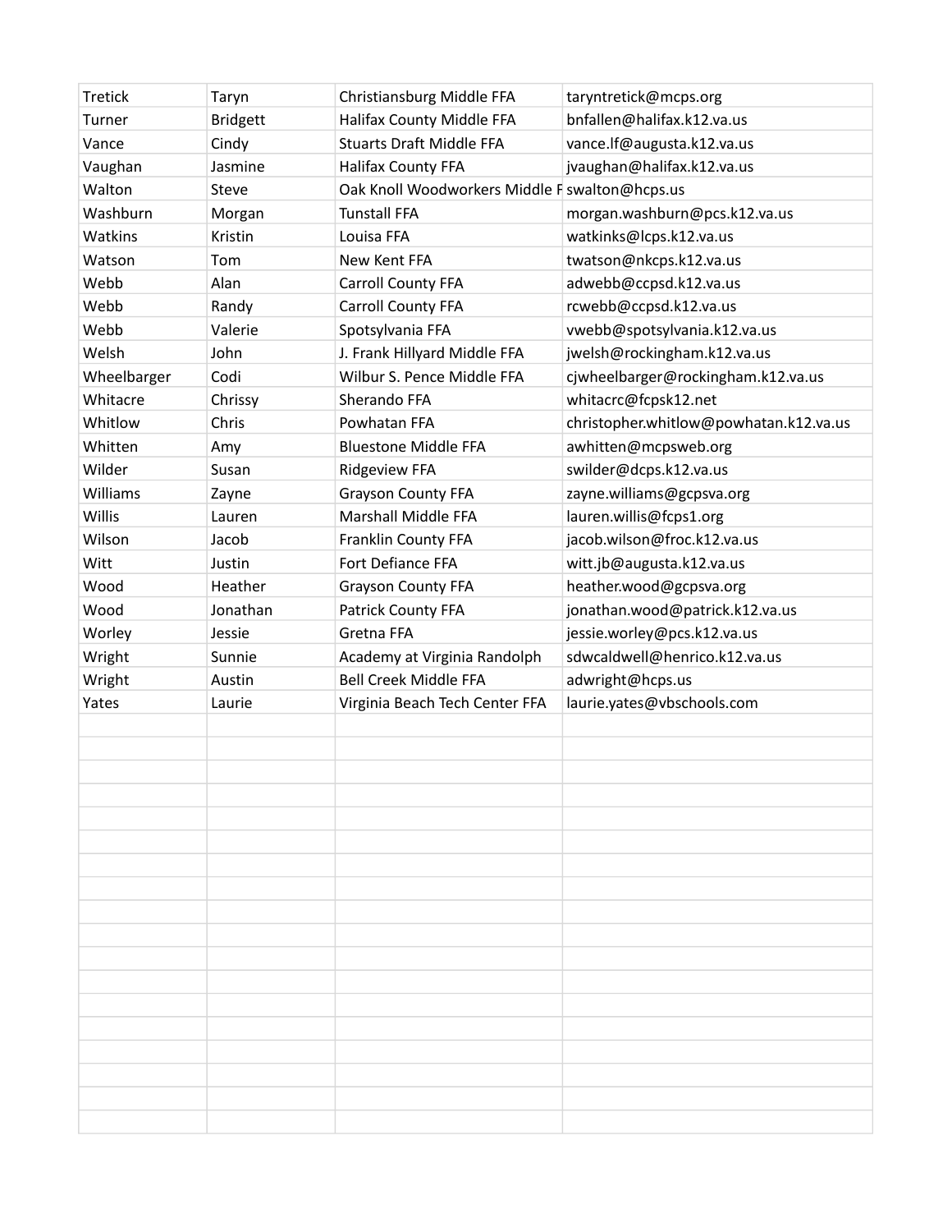| | | | |
|---|---|---|---|
| Tretick | Taryn | Christiansburg Middle FFA | taryntretick@mcps.org |
| Turner | Bridgett | Halifax County Middle FFA | bnfallen@halifax.k12.va.us |
| Vance | Cindy | Stuarts Draft Middle FFA | vance.lf@augusta.k12.va.us |
| Vaughan | Jasmine | Halifax County FFA | jvaughan@halifax.k12.va.us |
| Walton | Steve | Oak Knoll Woodworkers Middle F | swalton@hcps.us |
| Washburn | Morgan | Tunstall FFA | morgan.washburn@pcs.k12.va.us |
| Watkins | Kristin | Louisa FFA | watkinks@lcps.k12.va.us |
| Watson | Tom | New Kent FFA | twatson@nkcps.k12.va.us |
| Webb | Alan | Carroll County FFA | adwebb@ccpsd.k12.va.us |
| Webb | Randy | Carroll County FFA | rcwebb@ccpsd.k12.va.us |
| Webb | Valerie | Spotsylvania FFA | vwebb@spotsylvania.k12.va.us |
| Welsh | John | J. Frank Hillyard Middle FFA | jwelsh@rockingham.k12.va.us |
| Wheelbarger | Codi | Wilbur S. Pence Middle FFA | cjwheelbarger@rockingham.k12.va.us |
| Whitacre | Chrissy | Sherando FFA | whitacrc@fcpsk12.net |
| Whitlow | Chris | Powhatan FFA | christopher.whitlow@powhatan.k12.va.us |
| Whitten | Amy | Bluestone Middle FFA | awhitten@mcpsweb.org |
| Wilder | Susan | Ridgeview FFA | swilder@dcps.k12.va.us |
| Williams | Zayne | Grayson County FFA | zayne.williams@gcpsva.org |
| Willis | Lauren | Marshall Middle FFA | lauren.willis@fcps1.org |
| Wilson | Jacob | Franklin County FFA | jacob.wilson@froc.k12.va.us |
| Witt | Justin | Fort Defiance FFA | witt.jb@augusta.k12.va.us |
| Wood | Heather | Grayson County FFA | heather.wood@gcpsva.org |
| Wood | Jonathan | Patrick County FFA | jonathan.wood@patrick.k12.va.us |
| Worley | Jessie | Gretna FFA | jessie.worley@pcs.k12.va.us |
| Wright | Sunnie | Academy at Virginia Randolph | sdwcaldwell@henrico.k12.va.us |
| Wright | Austin | Bell Creek Middle FFA | adwright@hcps.us |
| Yates | Laurie | Virginia Beach Tech Center FFA | laurie.yates@vbschools.com |